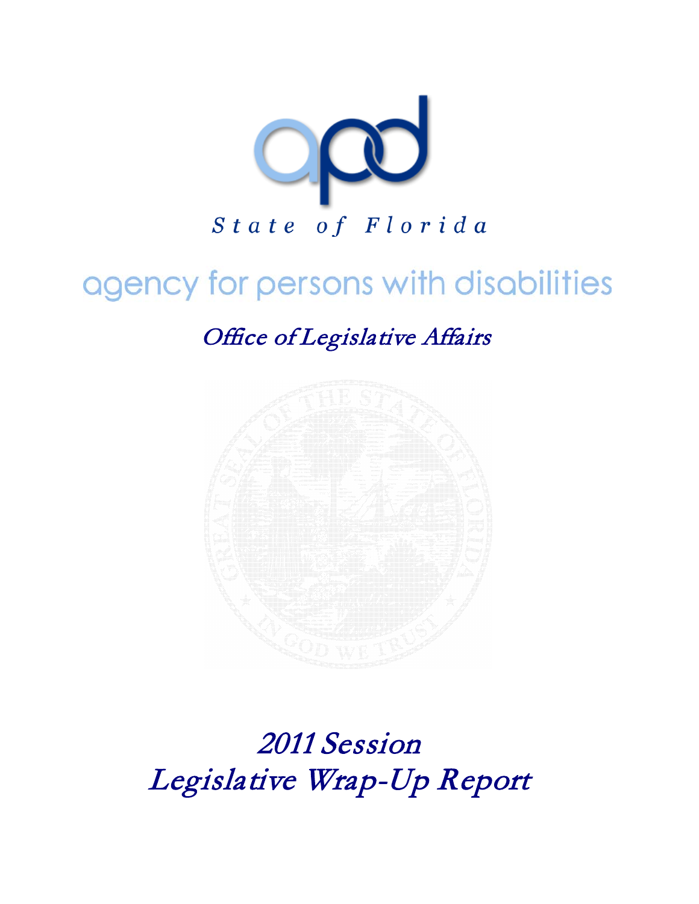apd

State of Florida

agency for persons with disabilities

*Office of Legislative Affairs*

# *2011 Session*
# *Legislative Wrap-Up Report*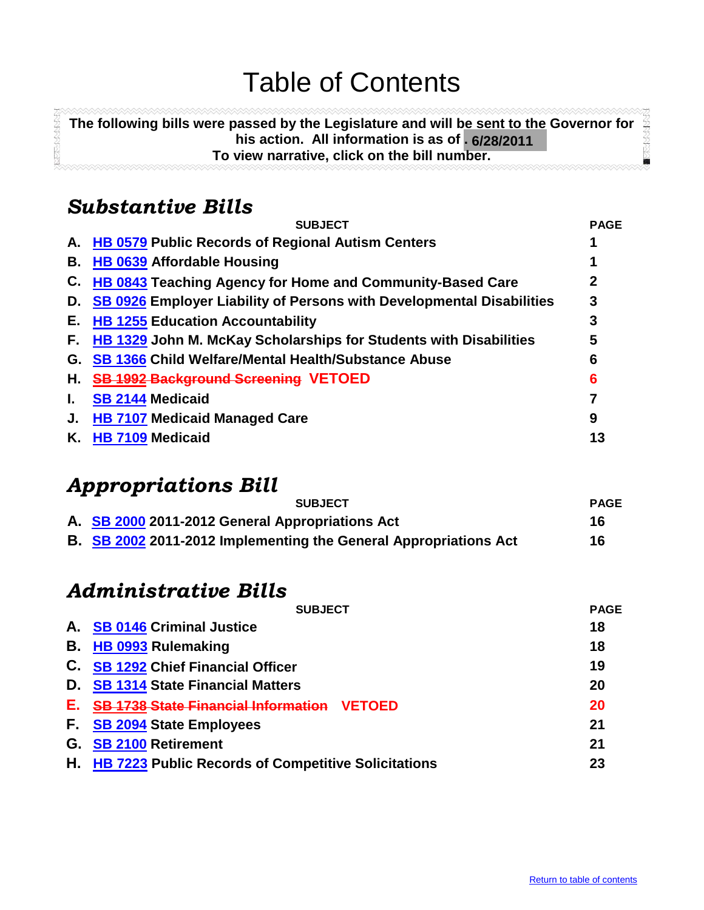# Table of Contents

**The following bills were passed by the Legislature and will be sent to the Governor for his action. All information is as of . 6/28/2011**
**To view narrative, click on the bill number.**

## *Substantive Bills*

| | SUBJECT | PAGE |
|---|---|---|
| A. | HB 0579 Public Records of Regional Autism Centers | 1 |
| B. | HB 0639 Affordable Housing | 1 |
| C. | HB 0843 Teaching Agency for Home and Community-Based Care | 2 |
| D. | SB 0926 Employer Liability of Persons with Developmental Disabilities | 3 |
| E. | HB 1255 Education Accountability | 3 |
| F. | HB 1329 John M. McKay Scholarships for Students with Disabilities | 5 |
| G. | SB 1366 Child Welfare/Mental Health/Substance Abuse | 6 |
| H. | ~~SB 1992 Background Screening~~ VETOED | 6 |
| I. | SB 2144 Medicaid | 7 |
| J. | HB 7107 Medicaid Managed Care | 9 |
| K. | HB 7109 Medicaid | 13 |

## *Appropriations Bill*

| | SUBJECT | PAGE |
|---|---|---|
| A. | SB 2000 2011-2012 General Appropriations Act | 16 |
| B. | SB 2002 2011-2012 Implementing the General Appropriations Act | 16 |

## *Administrative Bills*

| | SUBJECT | PAGE |
|---|---|---|
| A. | SB 0146 Criminal Justice | 18 |
| B. | HB 0993 Rulemaking | 18 |
| C. | SB 1292 Chief Financial Officer | 19 |
| D. | SB 1314 State Financial Matters | 20 |
| E. | ~~SB 1738 State Financial Information~~ VETOED | 20 |
| F. | SB 2094 State Employees | 21 |
| G. | SB 2100 Retirement | 21 |
| H. | HB 7223 Public Records of Competitive Solicitations | 23 |

Return to table of contents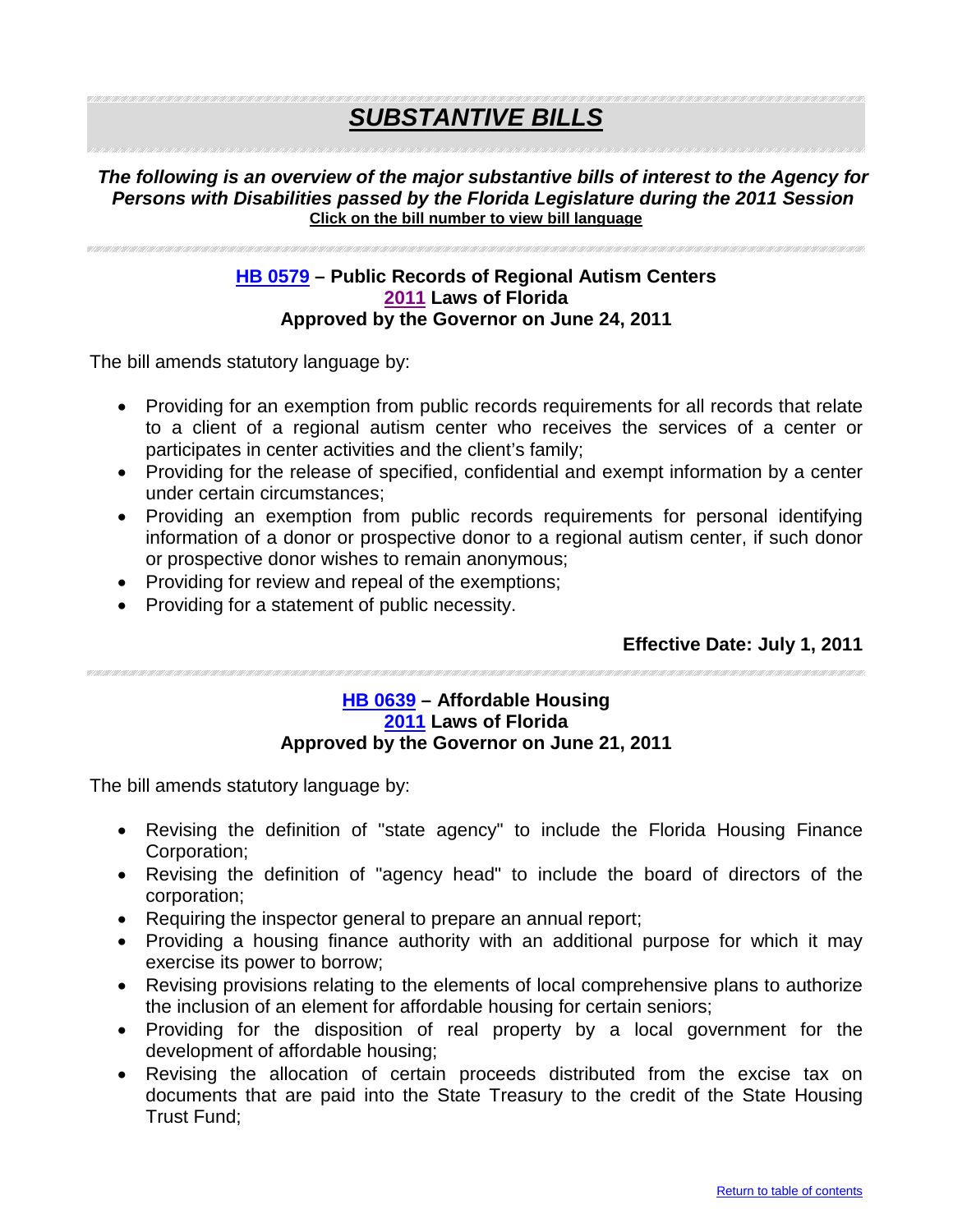# *SUBSTANTIVE BILLS*

***The following is an overview of the major substantive bills of interest to the Agency for Persons with Disabilities passed by the Florida Legislature during the 2011 Session***

**Click on the bill number to view bill language**

### HB 0579 – Public Records of Regional Autism Centers
### 2011 Laws of Florida
### Approved by the Governor on June 24, 2011

The bill amends statutory language by:

- Providing for an exemption from public records requirements for all records that relate to a client of a regional autism center who receives the services of a center or participates in center activities and the client's family;
- Providing for the release of specified, confidential and exempt information by a center under certain circumstances;
- Providing an exemption from public records requirements for personal identifying information of a donor or prospective donor to a regional autism center, if such donor or prospective donor wishes to remain anonymous;
- Providing for review and repeal of the exemptions;
- Providing for a statement of public necessity.

**Effective Date: July 1, 2011**

### HB 0639 – Affordable Housing
### 2011 Laws of Florida
### Approved by the Governor on June 21, 2011

The bill amends statutory language by:

- Revising the definition of "state agency" to include the Florida Housing Finance Corporation;
- Revising the definition of "agency head" to include the board of directors of the corporation;
- Requiring the inspector general to prepare an annual report;
- Providing a housing finance authority with an additional purpose for which it may exercise its power to borrow;
- Revising provisions relating to the elements of local comprehensive plans to authorize the inclusion of an element for affordable housing for certain seniors;
- Providing for the disposition of real property by a local government for the development of affordable housing;
- Revising the allocation of certain proceeds distributed from the excise tax on documents that are paid into the State Treasury to the credit of the State Housing Trust Fund;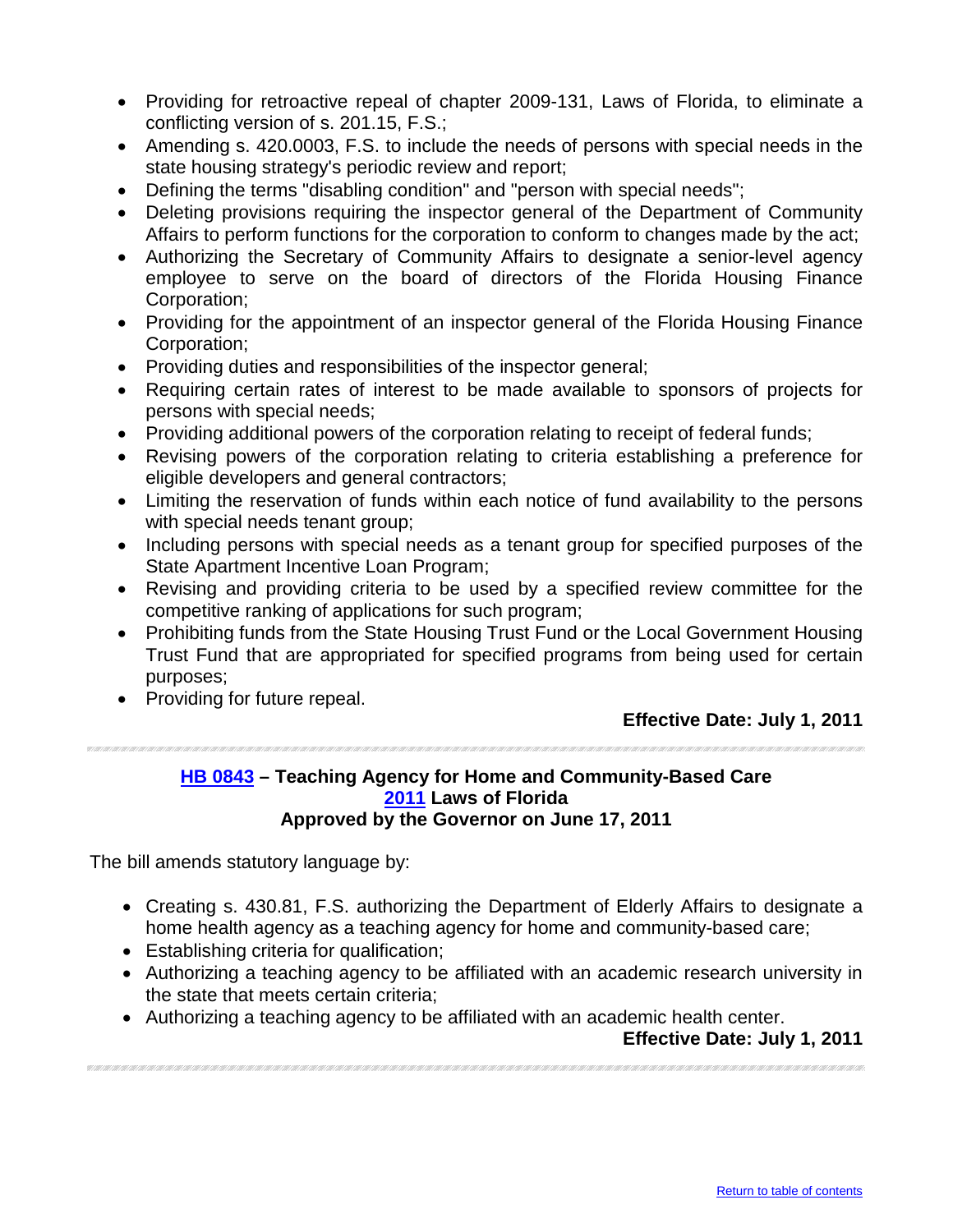- Providing for retroactive repeal of chapter 2009-131, Laws of Florida, to eliminate a conflicting version of s. 201.15, F.S.;
- Amending s. 420.0003, F.S. to include the needs of persons with special needs in the state housing strategy's periodic review and report;
- Defining the terms "disabling condition" and "person with special needs";
- Deleting provisions requiring the inspector general of the Department of Community Affairs to perform functions for the corporation to conform to changes made by the act;
- Authorizing the Secretary of Community Affairs to designate a senior-level agency employee to serve on the board of directors of the Florida Housing Finance Corporation;
- Providing for the appointment of an inspector general of the Florida Housing Finance Corporation;
- Providing duties and responsibilities of the inspector general;
- Requiring certain rates of interest to be made available to sponsors of projects for persons with special needs;
- Providing additional powers of the corporation relating to receipt of federal funds;
- Revising powers of the corporation relating to criteria establishing a preference for eligible developers and general contractors;
- Limiting the reservation of funds within each notice of fund availability to the persons with special needs tenant group;
- Including persons with special needs as a tenant group for specified purposes of the State Apartment Incentive Loan Program;
- Revising and providing criteria to be used by a specified review committee for the competitive ranking of applications for such program;
- Prohibiting funds from the State Housing Trust Fund or the Local Government Housing Trust Fund that are appropriated for specified programs from being used for certain purposes;
- Providing for future repeal.

**Effective Date: July 1, 2011**

---

### HB 0843 – Teaching Agency for Home and Community-Based Care
### 2011 Laws of Florida
### Approved by the Governor on June 17, 2011

The bill amends statutory language by:

- Creating s. 430.81, F.S. authorizing the Department of Elderly Affairs to designate a home health agency as a teaching agency for home and community-based care;
- Establishing criteria for qualification;
- Authorizing a teaching agency to be affiliated with an academic research university in the state that meets certain criteria;
- Authorizing a teaching agency to be affiliated with an academic health center.

**Effective Date: July 1, 2011**

---

Return to table of contents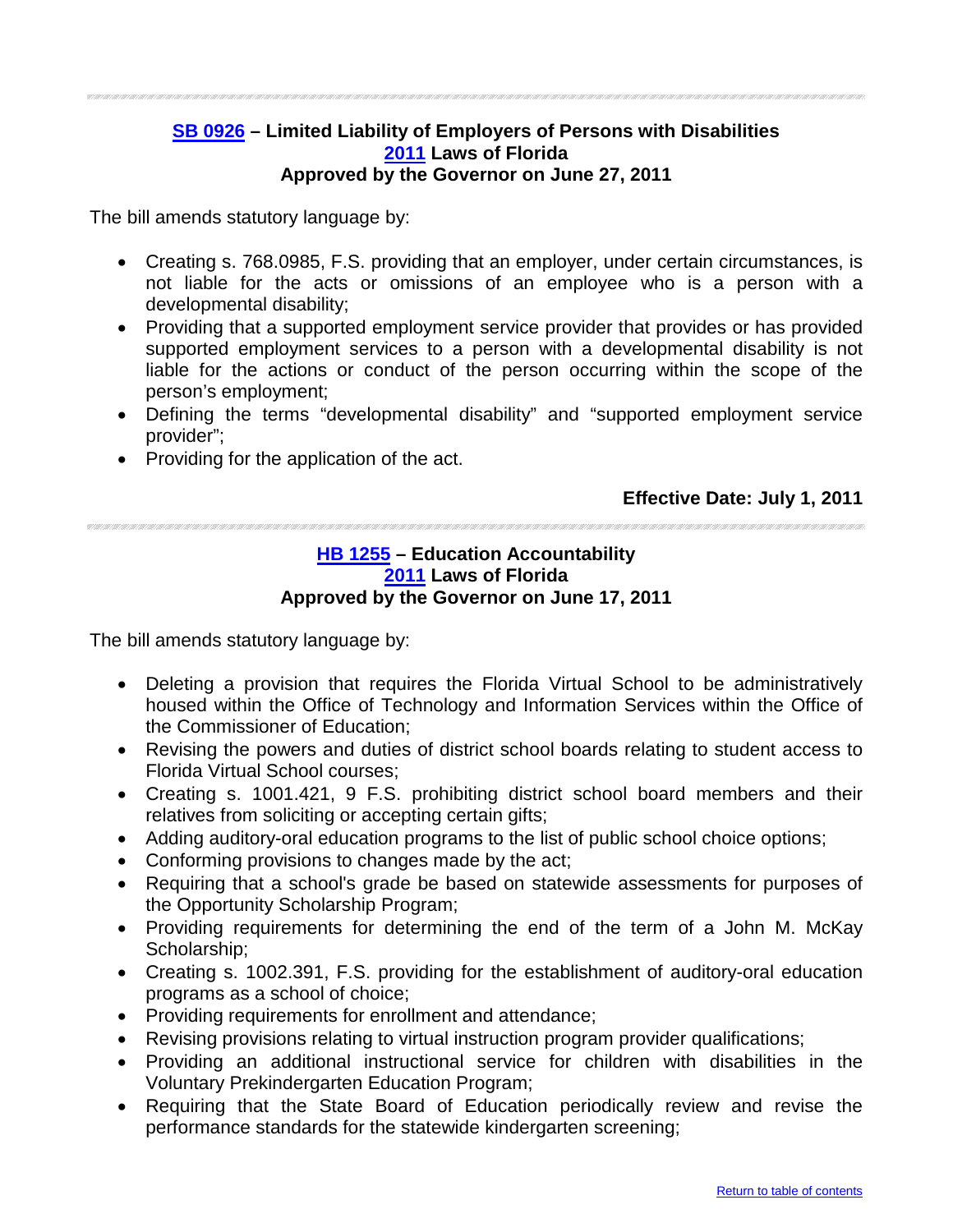### [SB 0926](#) – Limited Liability of Employers of Persons with Disabilities
### [2011](#) Laws of Florida
### Approved by the Governor on June 27, 2011

The bill amends statutory language by:

- Creating s. 768.0985, F.S. providing that an employer, under certain circumstances, is not liable for the acts or omissions of an employee who is a person with a developmental disability;
- Providing that a supported employment service provider that provides or has provided supported employment services to a person with a developmental disability is not liable for the actions or conduct of the person occurring within the scope of the person's employment;
- Defining the terms "developmental disability" and "supported employment service provider";
- Providing for the application of the act.

**Effective Date: July 1, 2011**

---

### [HB 1255](#) – Education Accountability
### [2011](#) Laws of Florida
### Approved by the Governor on June 17, 2011

The bill amends statutory language by:

- Deleting a provision that requires the Florida Virtual School to be administratively housed within the Office of Technology and Information Services within the Office of the Commissioner of Education;
- Revising the powers and duties of district school boards relating to student access to Florida Virtual School courses;
- Creating s. 1001.421, 9 F.S. prohibiting district school board members and their relatives from soliciting or accepting certain gifts;
- Adding auditory-oral education programs to the list of public school choice options;
- Conforming provisions to changes made by the act;
- Requiring that a school's grade be based on statewide assessments for purposes of the Opportunity Scholarship Program;
- Providing requirements for determining the end of the term of a John M. McKay Scholarship;
- Creating s. 1002.391, F.S. providing for the establishment of auditory-oral education programs as a school of choice;
- Providing requirements for enrollment and attendance;
- Revising provisions relating to virtual instruction program provider qualifications;
- Providing an additional instructional service for children with disabilities in the Voluntary Prekindergarten Education Program;
- Requiring that the State Board of Education periodically review and revise the performance standards for the statewide kindergarten screening;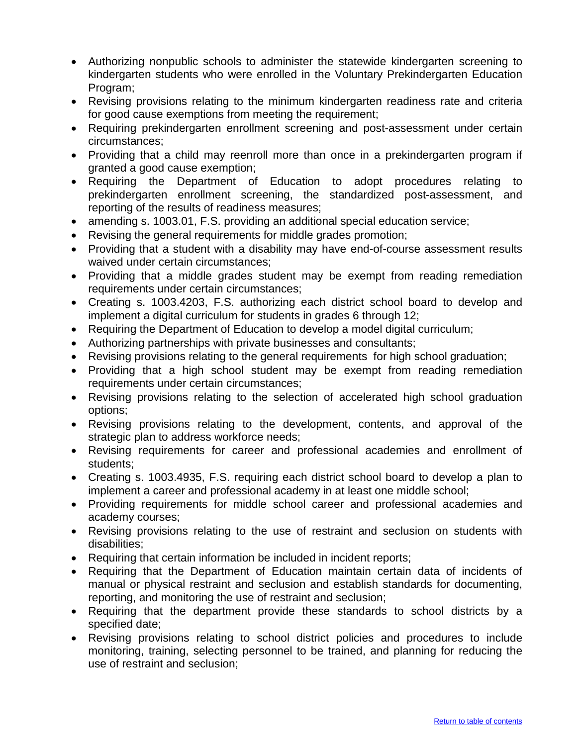- Authorizing nonpublic schools to administer the statewide kindergarten screening to kindergarten students who were enrolled in the Voluntary Prekindergarten Education Program;
- Revising provisions relating to the minimum kindergarten readiness rate and criteria for good cause exemptions from meeting the requirement;
- Requiring prekindergarten enrollment screening and post-assessment under certain circumstances;
- Providing that a child may reenroll more than once in a prekindergarten program if granted a good cause exemption;
- Requiring the Department of Education to adopt procedures relating to prekindergarten enrollment screening, the standardized post-assessment, and reporting of the results of readiness measures;
- amending s. 1003.01, F.S. providing an additional special education service;
- Revising the general requirements for middle grades promotion;
- Providing that a student with a disability may have end-of-course assessment results waived under certain circumstances;
- Providing that a middle grades student may be exempt from reading remediation requirements under certain circumstances;
- Creating s. 1003.4203, F.S. authorizing each district school board to develop and implement a digital curriculum for students in grades 6 through 12;
- Requiring the Department of Education to develop a model digital curriculum;
- Authorizing partnerships with private businesses and consultants;
- Revising provisions relating to the general requirements for high school graduation;
- Providing that a high school student may be exempt from reading remediation requirements under certain circumstances;
- Revising provisions relating to the selection of accelerated high school graduation options;
- Revising provisions relating to the development, contents, and approval of the strategic plan to address workforce needs;
- Revising requirements for career and professional academies and enrollment of students;
- Creating s. 1003.4935, F.S. requiring each district school board to develop a plan to implement a career and professional academy in at least one middle school;
- Providing requirements for middle school career and professional academies and academy courses;
- Revising provisions relating to the use of restraint and seclusion on students with disabilities;
- Requiring that certain information be included in incident reports;
- Requiring that the Department of Education maintain certain data of incidents of manual or physical restraint and seclusion and establish standards for documenting, reporting, and monitoring the use of restraint and seclusion;
- Requiring that the department provide these standards to school districts by a specified date;
- Revising provisions relating to school district policies and procedures to include monitoring, training, selecting personnel to be trained, and planning for reducing the use of restraint and seclusion;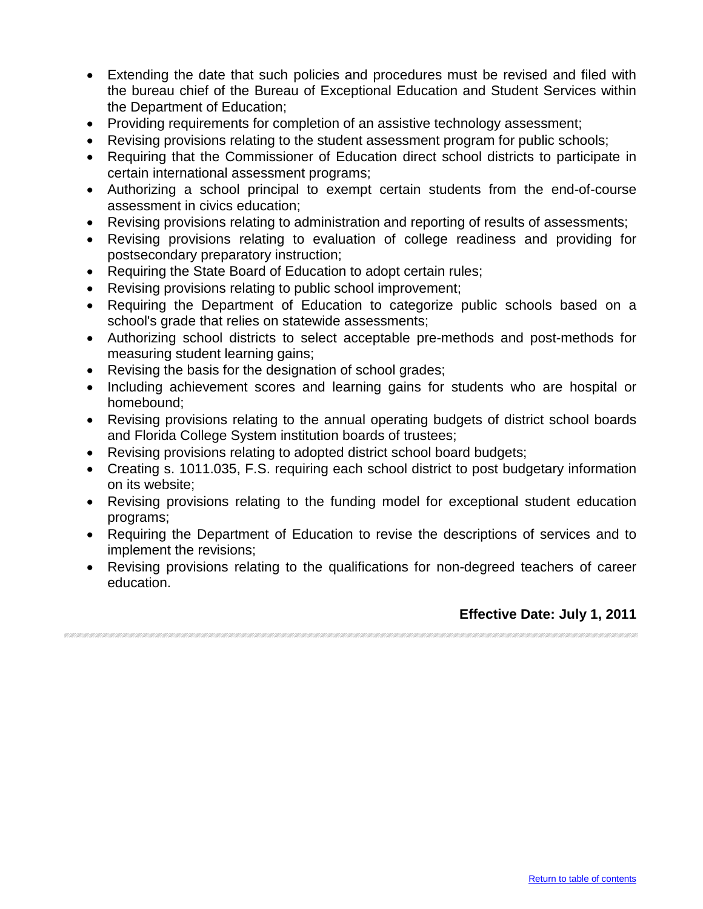- Extending the date that such policies and procedures must be revised and filed with the bureau chief of the Bureau of Exceptional Education and Student Services within the Department of Education;
- Providing requirements for completion of an assistive technology assessment;
- Revising provisions relating to the student assessment program for public schools;
- Requiring that the Commissioner of Education direct school districts to participate in certain international assessment programs;
- Authorizing a school principal to exempt certain students from the end-of-course assessment in civics education;
- Revising provisions relating to administration and reporting of results of assessments;
- Revising provisions relating to evaluation of college readiness and providing for postsecondary preparatory instruction;
- Requiring the State Board of Education to adopt certain rules;
- Revising provisions relating to public school improvement;
- Requiring the Department of Education to categorize public schools based on a school's grade that relies on statewide assessments;
- Authorizing school districts to select acceptable pre-methods and post-methods for measuring student learning gains;
- Revising the basis for the designation of school grades;
- Including achievement scores and learning gains for students who are hospital or homebound;
- Revising provisions relating to the annual operating budgets of district school boards and Florida College System institution boards of trustees;
- Revising provisions relating to adopted district school board budgets;
- Creating s. 1011.035, F.S. requiring each school district to post budgetary information on its website;
- Revising provisions relating to the funding model for exceptional student education programs;
- Requiring the Department of Education to revise the descriptions of services and to implement the revisions;
- Revising provisions relating to the qualifications for non-degreed teachers of career education.

**Effective Date: July 1, 2011**

Return to table of contents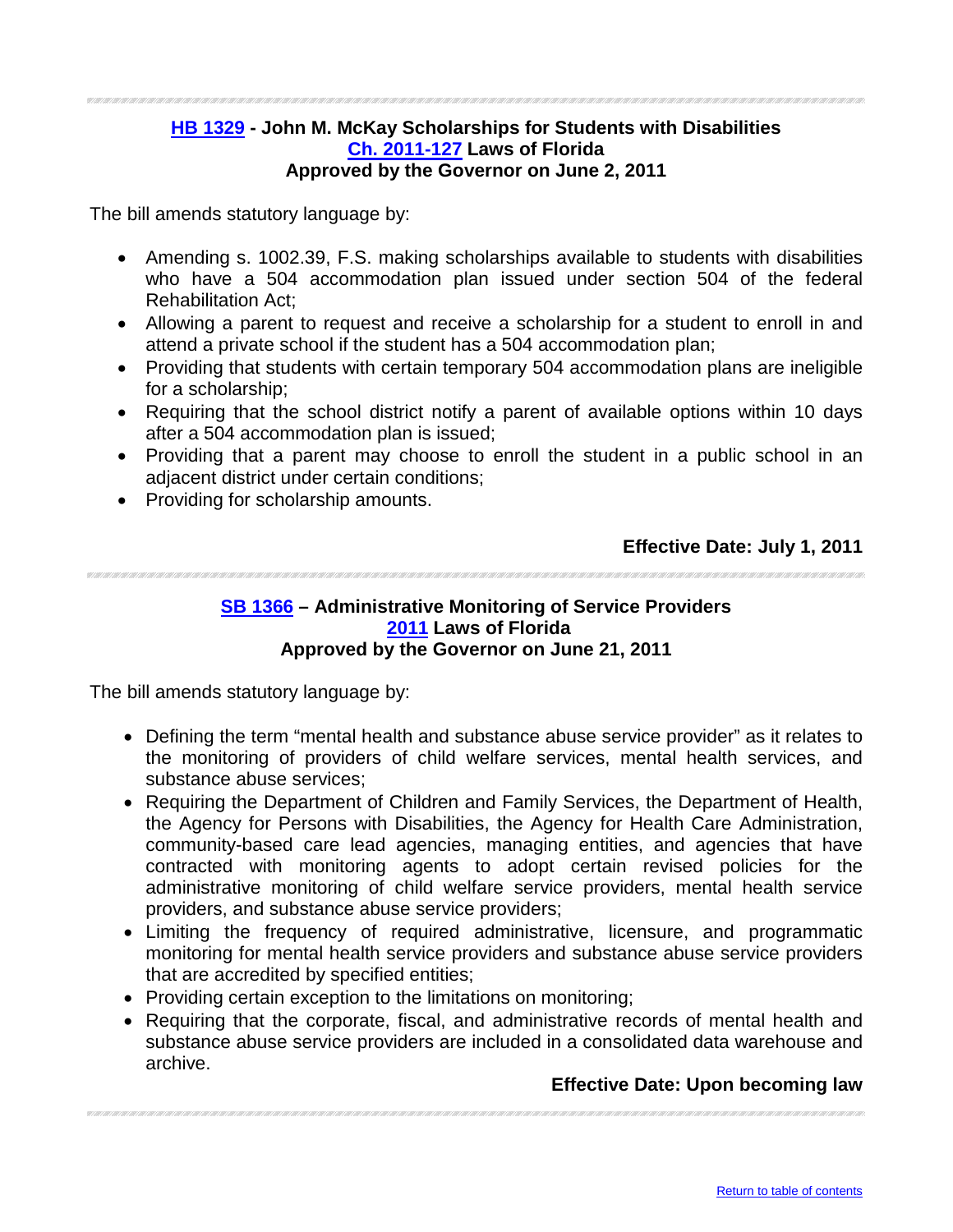### HB 1329 - John M. McKay Scholarships for Students with Disabilities
### Ch. 2011-127 Laws of Florida
### Approved by the Governor on June 2, 2011

The bill amends statutory language by:

- Amending s. 1002.39, F.S. making scholarships available to students with disabilities who have a 504 accommodation plan issued under section 504 of the federal Rehabilitation Act;
- Allowing a parent to request and receive a scholarship for a student to enroll in and attend a private school if the student has a 504 accommodation plan;
- Providing that students with certain temporary 504 accommodation plans are ineligible for a scholarship;
- Requiring that the school district notify a parent of available options within 10 days after a 504 accommodation plan is issued;
- Providing that a parent may choose to enroll the student in a public school in an adjacent district under certain conditions;
- Providing for scholarship amounts.

**Effective Date: July 1, 2011**

---

### SB 1366 – Administrative Monitoring of Service Providers
### 2011 Laws of Florida
### Approved by the Governor on June 21, 2011

The bill amends statutory language by:

- Defining the term "mental health and substance abuse service provider" as it relates to the monitoring of providers of child welfare services, mental health services, and substance abuse services;
- Requiring the Department of Children and Family Services, the Department of Health, the Agency for Persons with Disabilities, the Agency for Health Care Administration, community-based care lead agencies, managing entities, and agencies that have contracted with monitoring agents to adopt certain revised policies for the administrative monitoring of child welfare service providers, mental health service providers, and substance abuse service providers;
- Limiting the frequency of required administrative, licensure, and programmatic monitoring for mental health service providers and substance abuse service providers that are accredited by specified entities;
- Providing certain exception to the limitations on monitoring;
- Requiring that the corporate, fiscal, and administrative records of mental health and substance abuse service providers are included in a consolidated data warehouse and archive.

**Effective Date: Upon becoming law**

---

Return to table of contents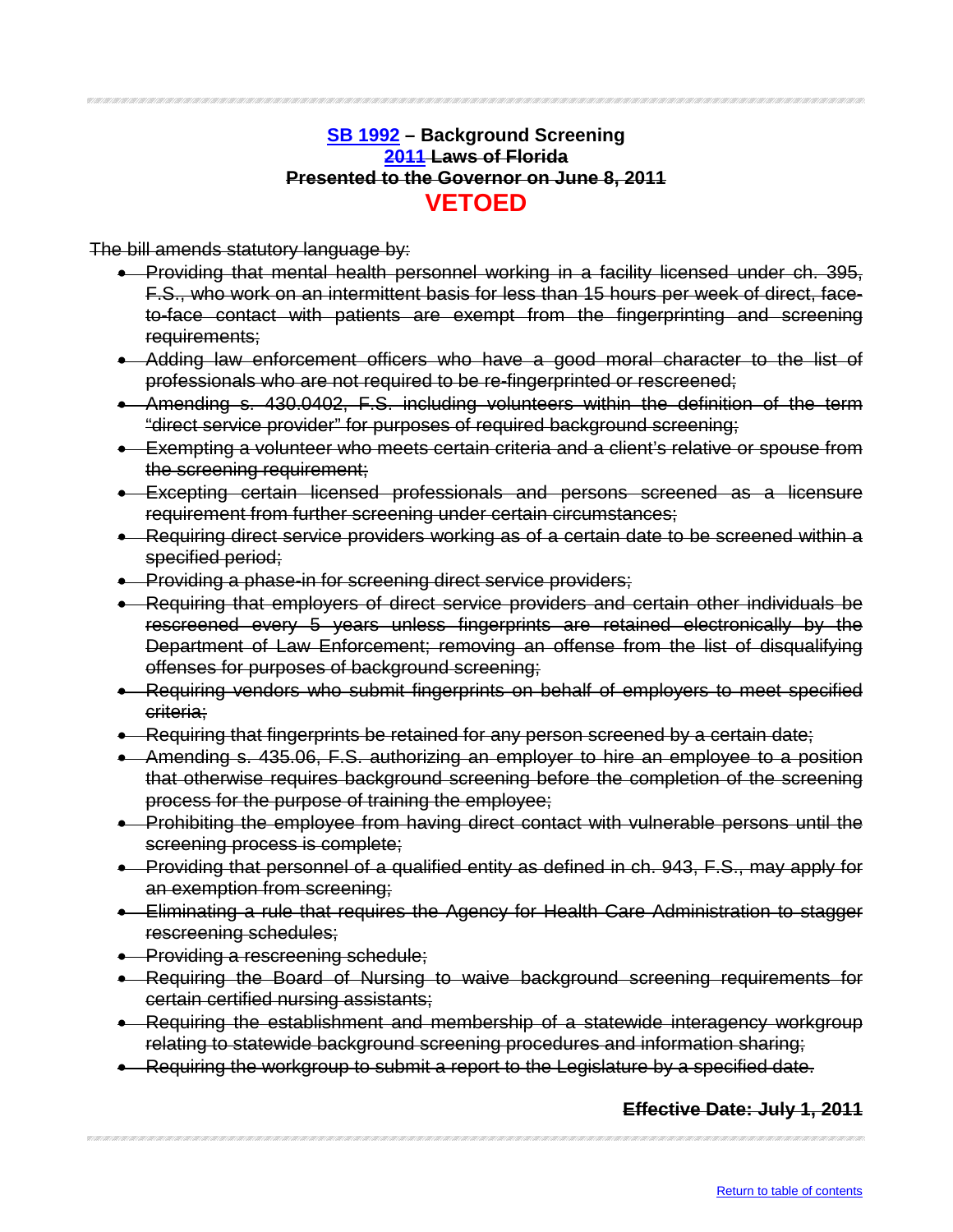**SB 1992 – Background Screening**
**~~2011 Laws of Florida~~**
**~~Presented to the Governor on June 8, 2011~~**

## VETOED

~~The bill amends statutory language by:~~

- ~~Providing that mental health personnel working in a facility licensed under ch. 395, F.S., who work on an intermittent basis for less than 15 hours per week of direct, face-to-face contact with patients are exempt from the fingerprinting and screening requirements;~~
- ~~Adding law enforcement officers who have a good moral character to the list of professionals who are not required to be re-fingerprinted or rescreened;~~
- ~~Amending s. 430.0402, F.S. including volunteers within the definition of the term "direct service provider" for purposes of required background screening;~~
- ~~Exempting a volunteer who meets certain criteria and a client's relative or spouse from the screening requirement;~~
- ~~Excepting certain licensed professionals and persons screened as a licensure requirement from further screening under certain circumstances;~~
- ~~Requiring direct service providers working as of a certain date to be screened within a specified period;~~
- ~~Providing a phase-in for screening direct service providers;~~
- ~~Requiring that employers of direct service providers and certain other individuals be rescreened every 5 years unless fingerprints are retained electronically by the Department of Law Enforcement; removing an offense from the list of disqualifying offenses for purposes of background screening;~~
- ~~Requiring vendors who submit fingerprints on behalf of employers to meet specified criteria;~~
- ~~Requiring that fingerprints be retained for any person screened by a certain date;~~
- ~~Amending s. 435.06, F.S. authorizing an employer to hire an employee to a position that otherwise requires background screening before the completion of the screening process for the purpose of training the employee;~~
- ~~Prohibiting the employee from having direct contact with vulnerable persons until the screening process is complete;~~
- ~~Providing that personnel of a qualified entity as defined in ch. 943, F.S., may apply for an exemption from screening;~~
- ~~Eliminating a rule that requires the Agency for Health Care Administration to stagger rescreening schedules;~~
- ~~Providing a rescreening schedule;~~
- ~~Requiring the Board of Nursing to waive background screening requirements for certain certified nursing assistants;~~
- ~~Requiring the establishment and membership of a statewide interagency workgroup relating to statewide background screening procedures and information sharing;~~
- ~~Requiring the workgroup to submit a report to the Legislature by a specified date.~~

**~~Effective Date: July 1, 2011~~**

Return to table of contents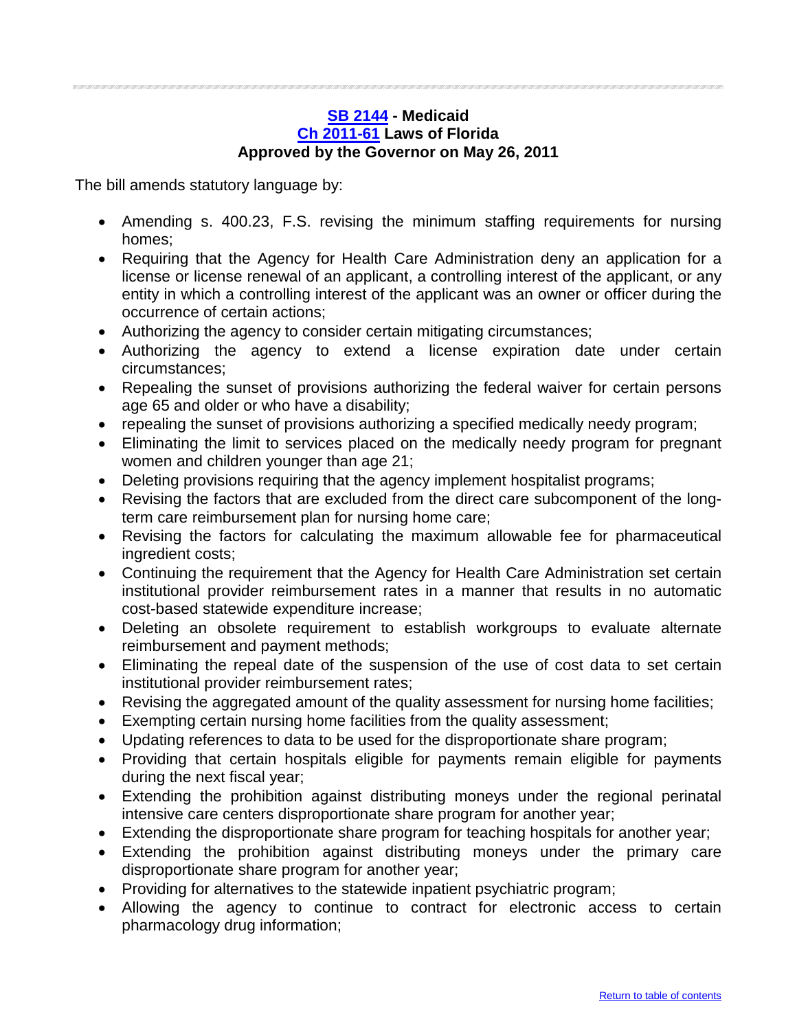**SB 2144 - Medicaid**
**Ch 2011-61 Laws of Florida**
**Approved by the Governor on May 26, 2011**

The bill amends statutory language by:

- Amending s. 400.23, F.S. revising the minimum staffing requirements for nursing homes;
- Requiring that the Agency for Health Care Administration deny an application for a license or license renewal of an applicant, a controlling interest of the applicant, or any entity in which a controlling interest of the applicant was an owner or officer during the occurrence of certain actions;
- Authorizing the agency to consider certain mitigating circumstances;
- Authorizing the agency to extend a license expiration date under certain circumstances;
- Repealing the sunset of provisions authorizing the federal waiver for certain persons age 65 and older or who have a disability;
- repealing the sunset of provisions authorizing a specified medically needy program;
- Eliminating the limit to services placed on the medically needy program for pregnant women and children younger than age 21;
- Deleting provisions requiring that the agency implement hospitalist programs;
- Revising the factors that are excluded from the direct care subcomponent of the long-term care reimbursement plan for nursing home care;
- Revising the factors for calculating the maximum allowable fee for pharmaceutical ingredient costs;
- Continuing the requirement that the Agency for Health Care Administration set certain institutional provider reimbursement rates in a manner that results in no automatic cost-based statewide expenditure increase;
- Deleting an obsolete requirement to establish workgroups to evaluate alternate reimbursement and payment methods;
- Eliminating the repeal date of the suspension of the use of cost data to set certain institutional provider reimbursement rates;
- Revising the aggregated amount of the quality assessment for nursing home facilities;
- Exempting certain nursing home facilities from the quality assessment;
- Updating references to data to be used for the disproportionate share program;
- Providing that certain hospitals eligible for payments remain eligible for payments during the next fiscal year;
- Extending the prohibition against distributing moneys under the regional perinatal intensive care centers disproportionate share program for another year;
- Extending the disproportionate share program for teaching hospitals for another year;
- Extending the prohibition against distributing moneys under the primary care disproportionate share program for another year;
- Providing for alternatives to the statewide inpatient psychiatric program;
- Allowing the agency to continue to contract for electronic access to certain pharmacology drug information;

Return to table of contents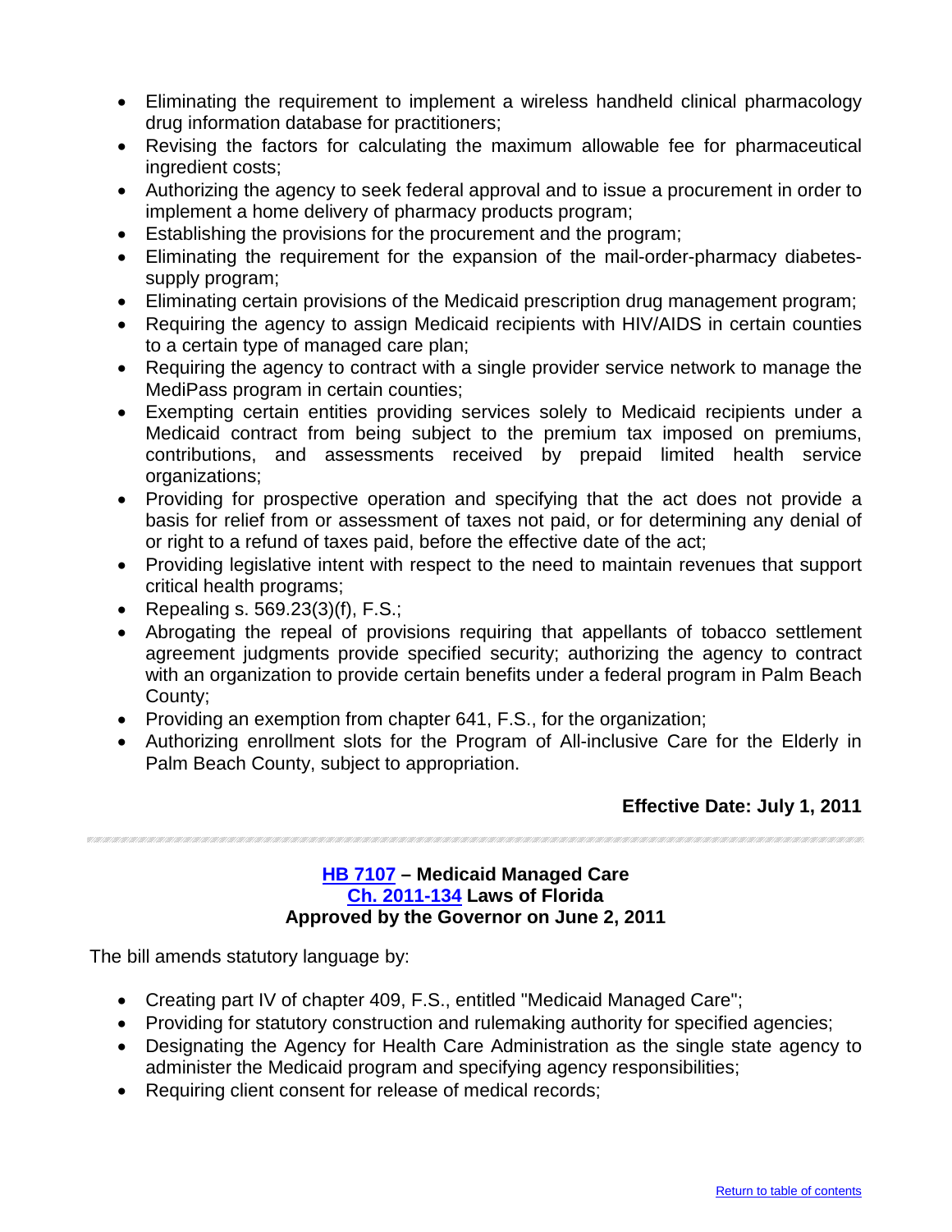- Eliminating the requirement to implement a wireless handheld clinical pharmacology drug information database for practitioners;
- Revising the factors for calculating the maximum allowable fee for pharmaceutical ingredient costs;
- Authorizing the agency to seek federal approval and to issue a procurement in order to implement a home delivery of pharmacy products program;
- Establishing the provisions for the procurement and the program;
- Eliminating the requirement for the expansion of the mail-order-pharmacy diabetes-supply program;
- Eliminating certain provisions of the Medicaid prescription drug management program;
- Requiring the agency to assign Medicaid recipients with HIV/AIDS in certain counties to a certain type of managed care plan;
- Requiring the agency to contract with a single provider service network to manage the MediPass program in certain counties;
- Exempting certain entities providing services solely to Medicaid recipients under a Medicaid contract from being subject to the premium tax imposed on premiums, contributions, and assessments received by prepaid limited health service organizations;
- Providing for prospective operation and specifying that the act does not provide a basis for relief from or assessment of taxes not paid, or for determining any denial of or right to a refund of taxes paid, before the effective date of the act;
- Providing legislative intent with respect to the need to maintain revenues that support critical health programs;
- Repealing s. 569.23(3)(f), F.S.;
- Abrogating the repeal of provisions requiring that appellants of tobacco settlement agreement judgments provide specified security; authorizing the agency to contract with an organization to provide certain benefits under a federal program in Palm Beach County;
- Providing an exemption from chapter 641, F.S., for the organization;
- Authorizing enrollment slots for the Program of All-inclusive Care for the Elderly in Palm Beach County, subject to appropriation.

**Effective Date: July 1, 2011**

---

**HB 7107 – Medicaid Managed Care**
**Ch. 2011-134 Laws of Florida**
**Approved by the Governor on June 2, 2011**

The bill amends statutory language by:

- Creating part IV of chapter 409, F.S., entitled "Medicaid Managed Care";
- Providing for statutory construction and rulemaking authority for specified agencies;
- Designating the Agency for Health Care Administration as the single state agency to administer the Medicaid program and specifying agency responsibilities;
- Requiring client consent for release of medical records;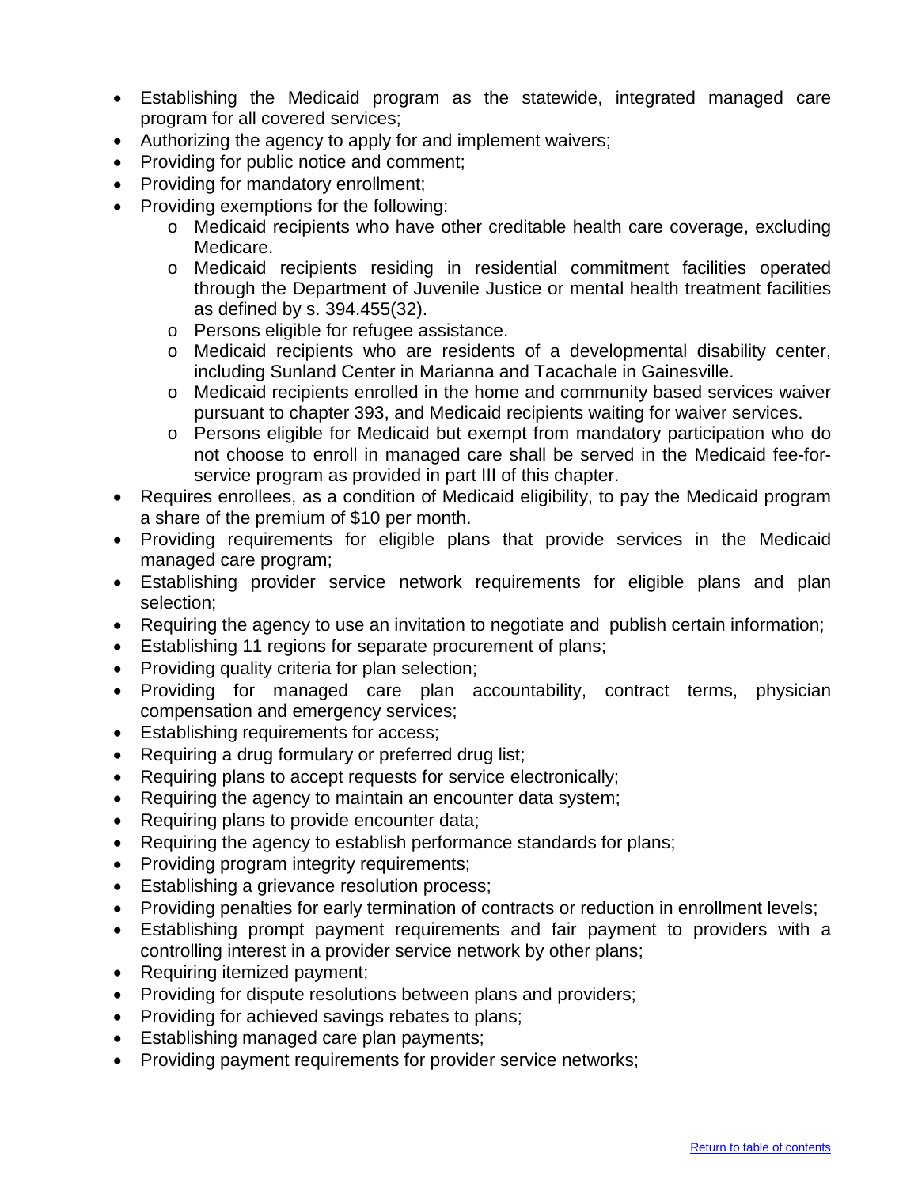- Establishing the Medicaid program as the statewide, integrated managed care program for all covered services;
- Authorizing the agency to apply for and implement waivers;
- Providing for public notice and comment;
- Providing for mandatory enrollment;
- Providing exemptions for the following:
  - Medicaid recipients who have other creditable health care coverage, excluding Medicare.
  - Medicaid recipients residing in residential commitment facilities operated through the Department of Juvenile Justice or mental health treatment facilities as defined by s. 394.455(32).
  - Persons eligible for refugee assistance.
  - Medicaid recipients who are residents of a developmental disability center, including Sunland Center in Marianna and Tacachale in Gainesville.
  - Medicaid recipients enrolled in the home and community based services waiver pursuant to chapter 393, and Medicaid recipients waiting for waiver services.
  - Persons eligible for Medicaid but exempt from mandatory participation who do not choose to enroll in managed care shall be served in the Medicaid fee-for-service program as provided in part III of this chapter.
- Requires enrollees, as a condition of Medicaid eligibility, to pay the Medicaid program a share of the premium of $10 per month.
- Providing requirements for eligible plans that provide services in the Medicaid managed care program;
- Establishing provider service network requirements for eligible plans and plan selection;
- Requiring the agency to use an invitation to negotiate and publish certain information;
- Establishing 11 regions for separate procurement of plans;
- Providing quality criteria for plan selection;
- Providing for managed care plan accountability, contract terms, physician compensation and emergency services;
- Establishing requirements for access;
- Requiring a drug formulary or preferred drug list;
- Requiring plans to accept requests for service electronically;
- Requiring the agency to maintain an encounter data system;
- Requiring plans to provide encounter data;
- Requiring the agency to establish performance standards for plans;
- Providing program integrity requirements;
- Establishing a grievance resolution process;
- Providing penalties for early termination of contracts or reduction in enrollment levels;
- Establishing prompt payment requirements and fair payment to providers with a controlling interest in a provider service network by other plans;
- Requiring itemized payment;
- Providing for dispute resolutions between plans and providers;
- Providing for achieved savings rebates to plans;
- Establishing managed care plan payments;
- Providing payment requirements for provider service networks;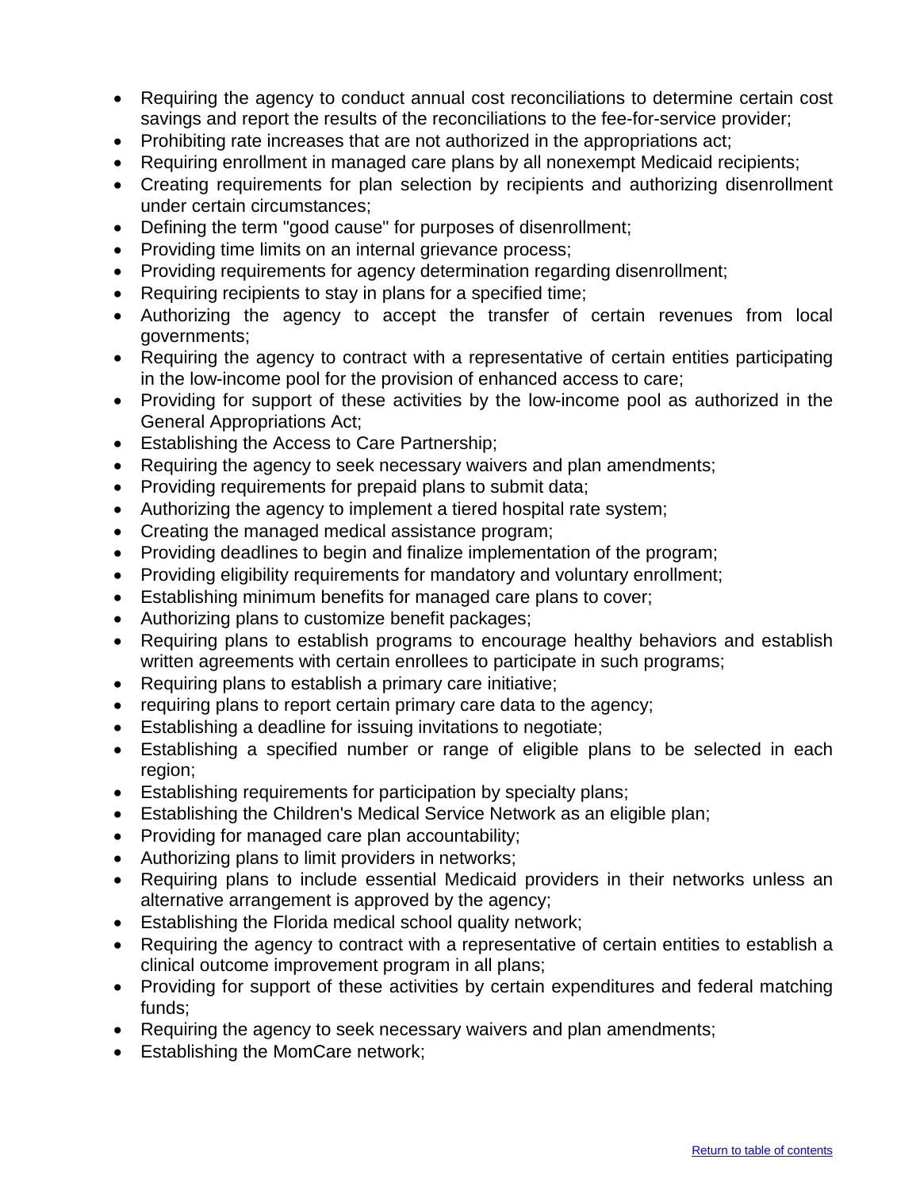- Requiring the agency to conduct annual cost reconciliations to determine certain cost savings and report the results of the reconciliations to the fee-for-service provider;
- Prohibiting rate increases that are not authorized in the appropriations act;
- Requiring enrollment in managed care plans by all nonexempt Medicaid recipients;
- Creating requirements for plan selection by recipients and authorizing disenrollment under certain circumstances;
- Defining the term "good cause" for purposes of disenrollment;
- Providing time limits on an internal grievance process;
- Providing requirements for agency determination regarding disenrollment;
- Requiring recipients to stay in plans for a specified time;
- Authorizing the agency to accept the transfer of certain revenues from local governments;
- Requiring the agency to contract with a representative of certain entities participating in the low-income pool for the provision of enhanced access to care;
- Providing for support of these activities by the low-income pool as authorized in the General Appropriations Act;
- Establishing the Access to Care Partnership;
- Requiring the agency to seek necessary waivers and plan amendments;
- Providing requirements for prepaid plans to submit data;
- Authorizing the agency to implement a tiered hospital rate system;
- Creating the managed medical assistance program;
- Providing deadlines to begin and finalize implementation of the program;
- Providing eligibility requirements for mandatory and voluntary enrollment;
- Establishing minimum benefits for managed care plans to cover;
- Authorizing plans to customize benefit packages;
- Requiring plans to establish programs to encourage healthy behaviors and establish written agreements with certain enrollees to participate in such programs;
- Requiring plans to establish a primary care initiative;
- requiring plans to report certain primary care data to the agency;
- Establishing a deadline for issuing invitations to negotiate;
- Establishing a specified number or range of eligible plans to be selected in each region;
- Establishing requirements for participation by specialty plans;
- Establishing the Children's Medical Service Network as an eligible plan;
- Providing for managed care plan accountability;
- Authorizing plans to limit providers in networks;
- Requiring plans to include essential Medicaid providers in their networks unless an alternative arrangement is approved by the agency;
- Establishing the Florida medical school quality network;
- Requiring the agency to contract with a representative of certain entities to establish a clinical outcome improvement program in all plans;
- Providing for support of these activities by certain expenditures and federal matching funds;
- Requiring the agency to seek necessary waivers and plan amendments;
- Establishing the MomCare network;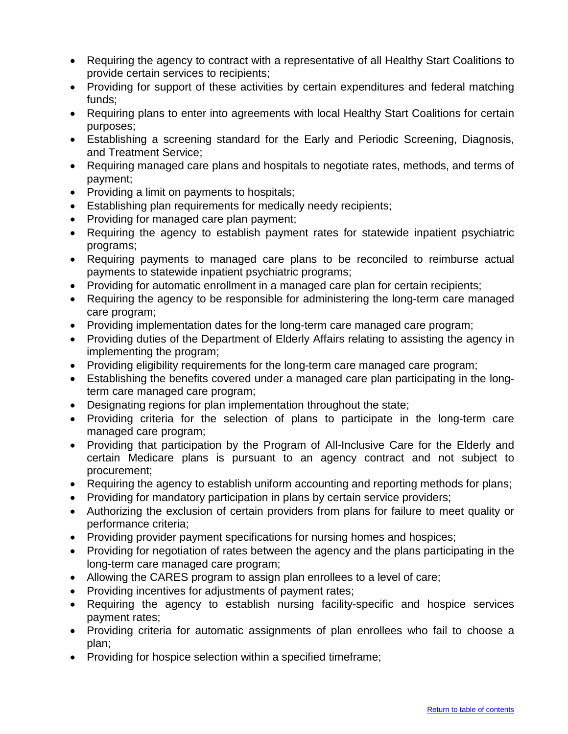- Requiring the agency to contract with a representative of all Healthy Start Coalitions to provide certain services to recipients;
- Providing for support of these activities by certain expenditures and federal matching funds;
- Requiring plans to enter into agreements with local Healthy Start Coalitions for certain purposes;
- Establishing a screening standard for the Early and Periodic Screening, Diagnosis, and Treatment Service;
- Requiring managed care plans and hospitals to negotiate rates, methods, and terms of payment;
- Providing a limit on payments to hospitals;
- Establishing plan requirements for medically needy recipients;
- Providing for managed care plan payment;
- Requiring the agency to establish payment rates for statewide inpatient psychiatric programs;
- Requiring payments to managed care plans to be reconciled to reimburse actual payments to statewide inpatient psychiatric programs;
- Providing for automatic enrollment in a managed care plan for certain recipients;
- Requiring the agency to be responsible for administering the long-term care managed care program;
- Providing implementation dates for the long-term care managed care program;
- Providing duties of the Department of Elderly Affairs relating to assisting the agency in implementing the program;
- Providing eligibility requirements for the long-term care managed care program;
- Establishing the benefits covered under a managed care plan participating in the long-term care managed care program;
- Designating regions for plan implementation throughout the state;
- Providing criteria for the selection of plans to participate in the long-term care managed care program;
- Providing that participation by the Program of All-Inclusive Care for the Elderly and certain Medicare plans is pursuant to an agency contract and not subject to procurement;
- Requiring the agency to establish uniform accounting and reporting methods for plans;
- Providing for mandatory participation in plans by certain service providers;
- Authorizing the exclusion of certain providers from plans for failure to meet quality or performance criteria;
- Providing provider payment specifications for nursing homes and hospices;
- Providing for negotiation of rates between the agency and the plans participating in the long-term care managed care program;
- Allowing the CARES program to assign plan enrollees to a level of care;
- Providing incentives for adjustments of payment rates;
- Requiring the agency to establish nursing facility-specific and hospice services payment rates;
- Providing criteria for automatic assignments of plan enrollees who fail to choose a plan;
- Providing for hospice selection within a specified timeframe;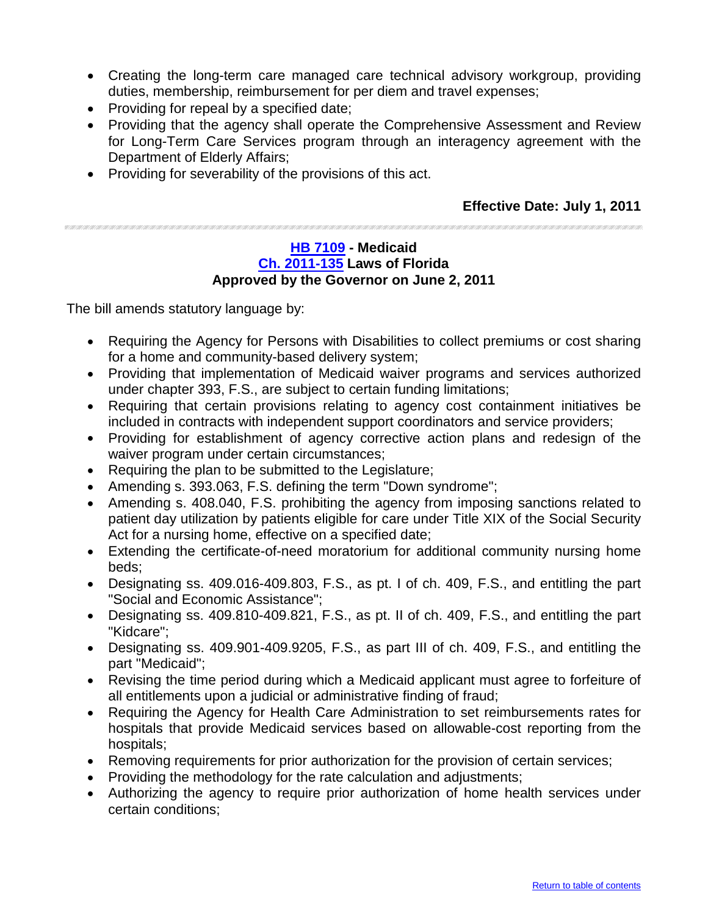- Creating the long-term care managed care technical advisory workgroup, providing duties, membership, reimbursement for per diem and travel expenses;
- Providing for repeal by a specified date;
- Providing that the agency shall operate the Comprehensive Assessment and Review for Long-Term Care Services program through an interagency agreement with the Department of Elderly Affairs;
- Providing for severability of the provisions of this act.

**Effective Date: July 1, 2011**

---

**HB 7109 - Medicaid**
**Ch. 2011-135 Laws of Florida**
**Approved by the Governor on June 2, 2011**

The bill amends statutory language by:

- Requiring the Agency for Persons with Disabilities to collect premiums or cost sharing for a home and community-based delivery system;
- Providing that implementation of Medicaid waiver programs and services authorized under chapter 393, F.S., are subject to certain funding limitations;
- Requiring that certain provisions relating to agency cost containment initiatives be included in contracts with independent support coordinators and service providers;
- Providing for establishment of agency corrective action plans and redesign of the waiver program under certain circumstances;
- Requiring the plan to be submitted to the Legislature;
- Amending s. 393.063, F.S. defining the term "Down syndrome";
- Amending s. 408.040, F.S. prohibiting the agency from imposing sanctions related to patient day utilization by patients eligible for care under Title XIX of the Social Security Act for a nursing home, effective on a specified date;
- Extending the certificate-of-need moratorium for additional community nursing home beds;
- Designating ss. 409.016-409.803, F.S., as pt. I of ch. 409, F.S., and entitling the part "Social and Economic Assistance";
- Designating ss. 409.810-409.821, F.S., as pt. II of ch. 409, F.S., and entitling the part "Kidcare";
- Designating ss. 409.901-409.9205, F.S., as part III of ch. 409, F.S., and entitling the part "Medicaid";
- Revising the time period during which a Medicaid applicant must agree to forfeiture of all entitlements upon a judicial or administrative finding of fraud;
- Requiring the Agency for Health Care Administration to set reimbursements rates for hospitals that provide Medicaid services based on allowable-cost reporting from the hospitals;
- Removing requirements for prior authorization for the provision of certain services;
- Providing the methodology for the rate calculation and adjustments;
- Authorizing the agency to require prior authorization of home health services under certain conditions;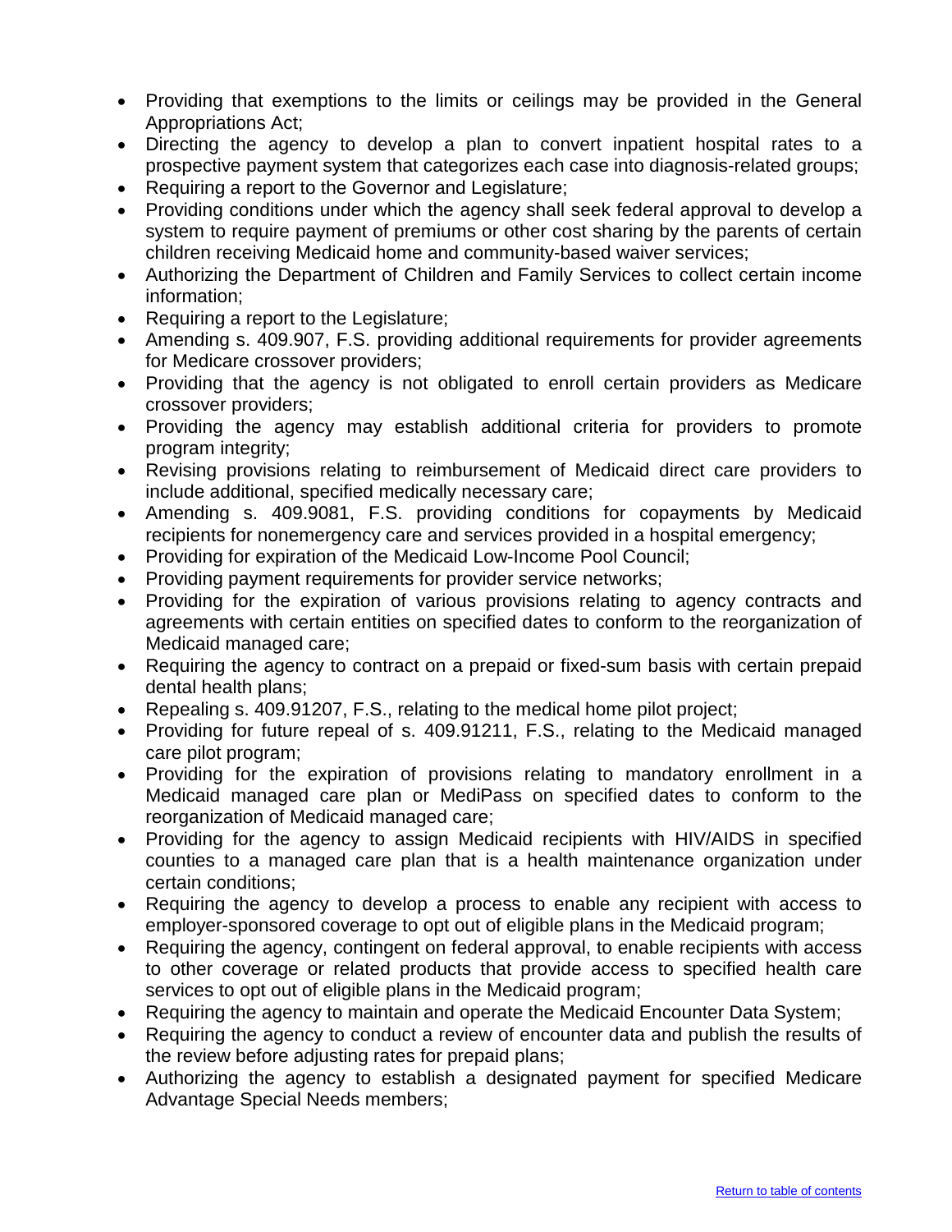- Providing that exemptions to the limits or ceilings may be provided in the General Appropriations Act;
- Directing the agency to develop a plan to convert inpatient hospital rates to a prospective payment system that categorizes each case into diagnosis-related groups;
- Requiring a report to the Governor and Legislature;
- Providing conditions under which the agency shall seek federal approval to develop a system to require payment of premiums or other cost sharing by the parents of certain children receiving Medicaid home and community-based waiver services;
- Authorizing the Department of Children and Family Services to collect certain income information;
- Requiring a report to the Legislature;
- Amending s. 409.907, F.S. providing additional requirements for provider agreements for Medicare crossover providers;
- Providing that the agency is not obligated to enroll certain providers as Medicare crossover providers;
- Providing the agency may establish additional criteria for providers to promote program integrity;
- Revising provisions relating to reimbursement of Medicaid direct care providers to include additional, specified medically necessary care;
- Amending s. 409.9081, F.S. providing conditions for copayments by Medicaid recipients for nonemergency care and services provided in a hospital emergency;
- Providing for expiration of the Medicaid Low-Income Pool Council;
- Providing payment requirements for provider service networks;
- Providing for the expiration of various provisions relating to agency contracts and agreements with certain entities on specified dates to conform to the reorganization of Medicaid managed care;
- Requiring the agency to contract on a prepaid or fixed-sum basis with certain prepaid dental health plans;
- Repealing s. 409.91207, F.S., relating to the medical home pilot project;
- Providing for future repeal of s. 409.91211, F.S., relating to the Medicaid managed care pilot program;
- Providing for the expiration of provisions relating to mandatory enrollment in a Medicaid managed care plan or MediPass on specified dates to conform to the reorganization of Medicaid managed care;
- Providing for the agency to assign Medicaid recipients with HIV/AIDS in specified counties to a managed care plan that is a health maintenance organization under certain conditions;
- Requiring the agency to develop a process to enable any recipient with access to employer-sponsored coverage to opt out of eligible plans in the Medicaid program;
- Requiring the agency, contingent on federal approval, to enable recipients with access to other coverage or related products that provide access to specified health care services to opt out of eligible plans in the Medicaid program;
- Requiring the agency to maintain and operate the Medicaid Encounter Data System;
- Requiring the agency to conduct a review of encounter data and publish the results of the review before adjusting rates for prepaid plans;
- Authorizing the agency to establish a designated payment for specified Medicare Advantage Special Needs members;

Return to table of contents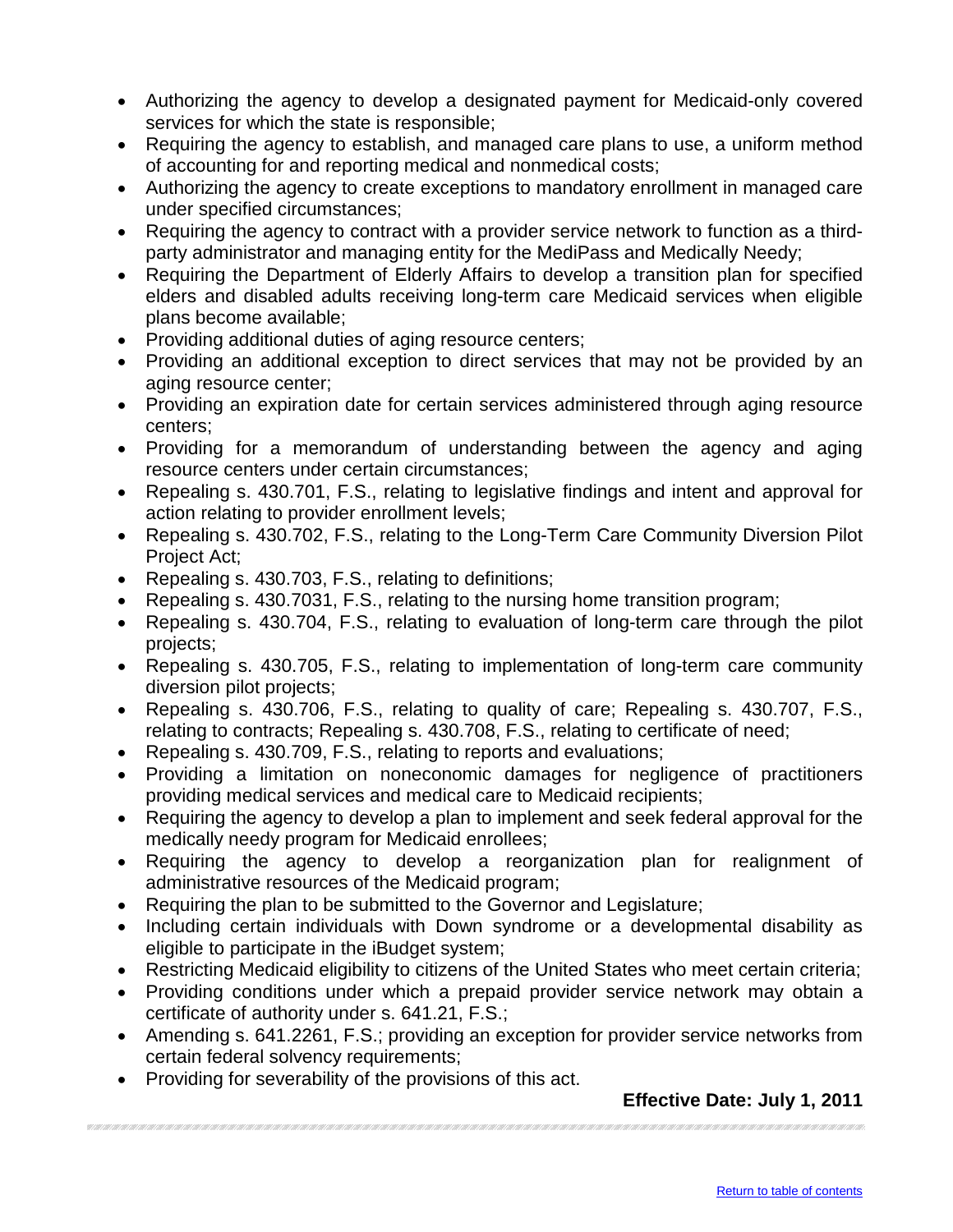- Authorizing the agency to develop a designated payment for Medicaid-only covered services for which the state is responsible;
- Requiring the agency to establish, and managed care plans to use, a uniform method of accounting for and reporting medical and nonmedical costs;
- Authorizing the agency to create exceptions to mandatory enrollment in managed care under specified circumstances;
- Requiring the agency to contract with a provider service network to function as a third-party administrator and managing entity for the MediPass and Medically Needy;
- Requiring the Department of Elderly Affairs to develop a transition plan for specified elders and disabled adults receiving long-term care Medicaid services when eligible plans become available;
- Providing additional duties of aging resource centers;
- Providing an additional exception to direct services that may not be provided by an aging resource center;
- Providing an expiration date for certain services administered through aging resource centers;
- Providing for a memorandum of understanding between the agency and aging resource centers under certain circumstances;
- Repealing s. 430.701, F.S., relating to legislative findings and intent and approval for action relating to provider enrollment levels;
- Repealing s. 430.702, F.S., relating to the Long-Term Care Community Diversion Pilot Project Act;
- Repealing s. 430.703, F.S., relating to definitions;
- Repealing s. 430.7031, F.S., relating to the nursing home transition program;
- Repealing s. 430.704, F.S., relating to evaluation of long-term care through the pilot projects;
- Repealing s. 430.705, F.S., relating to implementation of long-term care community diversion pilot projects;
- Repealing s. 430.706, F.S., relating to quality of care; Repealing s. 430.707, F.S., relating to contracts; Repealing s. 430.708, F.S., relating to certificate of need;
- Repealing s. 430.709, F.S., relating to reports and evaluations;
- Providing a limitation on noneconomic damages for negligence of practitioners providing medical services and medical care to Medicaid recipients;
- Requiring the agency to develop a plan to implement and seek federal approval for the medically needy program for Medicaid enrollees;
- Requiring the agency to develop a reorganization plan for realignment of administrative resources of the Medicaid program;
- Requiring the plan to be submitted to the Governor and Legislature;
- Including certain individuals with Down syndrome or a developmental disability as eligible to participate in the iBudget system;
- Restricting Medicaid eligibility to citizens of the United States who meet certain criteria;
- Providing conditions under which a prepaid provider service network may obtain a certificate of authority under s. 641.21, F.S.;
- Amending s. 641.2261, F.S.; providing an exception for provider service networks from certain federal solvency requirements;
- Providing for severability of the provisions of this act.

**Effective Date: July 1, 2011**

Return to table of contents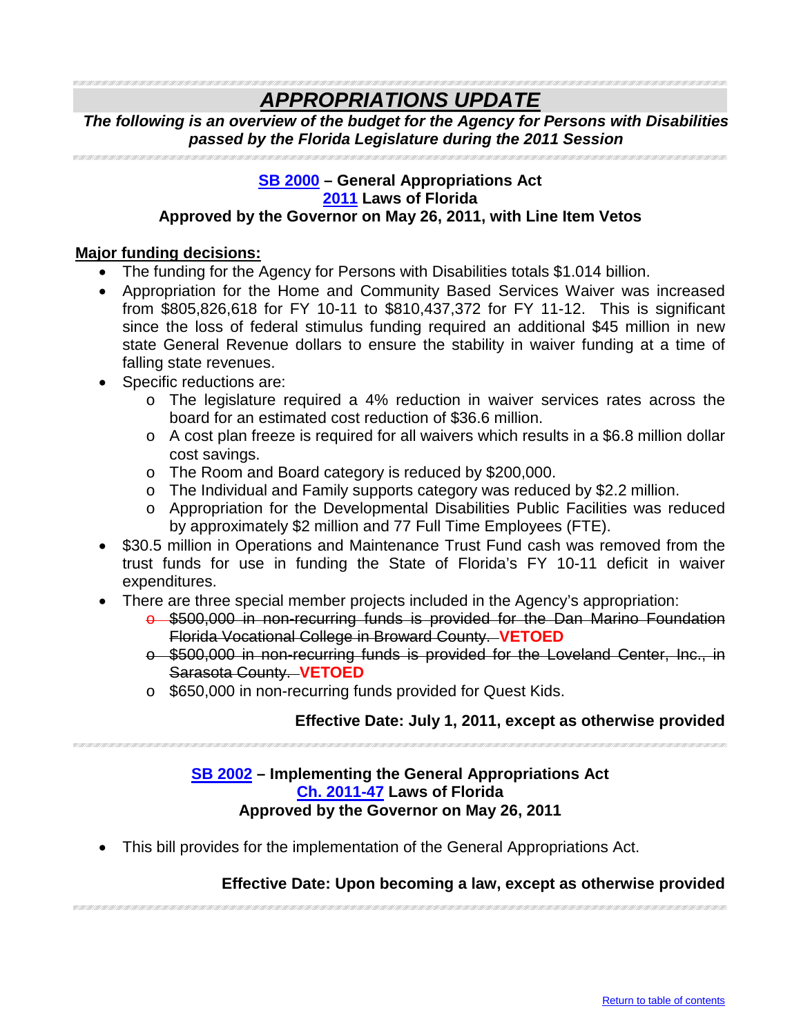# *APPROPRIATIONS UPDATE*

***The following is an overview of the budget for the Agency for Persons with Disabilities passed by the Florida Legislature during the 2011 Session***

### SB 2000 – General Appropriations Act
### 2011 Laws of Florida
### Approved by the Governor on May 26, 2011, with Line Item Vetos

**Major funding decisions:**

- The funding for the Agency for Persons with Disabilities totals $1.014 billion.
- Appropriation for the Home and Community Based Services Waiver was increased from $805,826,618 for FY 10-11 to $810,437,372 for FY 11-12. This is significant since the loss of federal stimulus funding required an additional $45 million in new state General Revenue dollars to ensure the stability in waiver funding at a time of falling state revenues.
- Specific reductions are:
    - The legislature required a 4% reduction in waiver services rates across the board for an estimated cost reduction of $36.6 million.
    - A cost plan freeze is required for all waivers which results in a $6.8 million dollar cost savings.
    - The Room and Board category is reduced by $200,000.
    - The Individual and Family supports category was reduced by $2.2 million.
    - Appropriation for the Developmental Disabilities Public Facilities was reduced by approximately $2 million and 77 Full Time Employees (FTE).
- $30.5 million in Operations and Maintenance Trust Fund cash was removed from the trust funds for use in funding the State of Florida's FY 10-11 deficit in waiver expenditures.
- There are three special member projects included in the Agency's appropriation:
    - ~~$500,000 in non-recurring funds is provided for the Dan Marino Foundation Florida Vocational College in Broward County.~~ **VETOED**
    - ~~$500,000 in non-recurring funds is provided for the Loveland Center, Inc., in Sarasota County.~~ **VETOED**
    - $650,000 in non-recurring funds provided for Quest Kids.

**Effective Date: July 1, 2011, except as otherwise provided**

### SB 2002 – Implementing the General Appropriations Act
### Ch. 2011-47 Laws of Florida
### Approved by the Governor on May 26, 2011

- This bill provides for the implementation of the General Appropriations Act.

**Effective Date: Upon becoming a law, except as otherwise provided**

Return to table of contents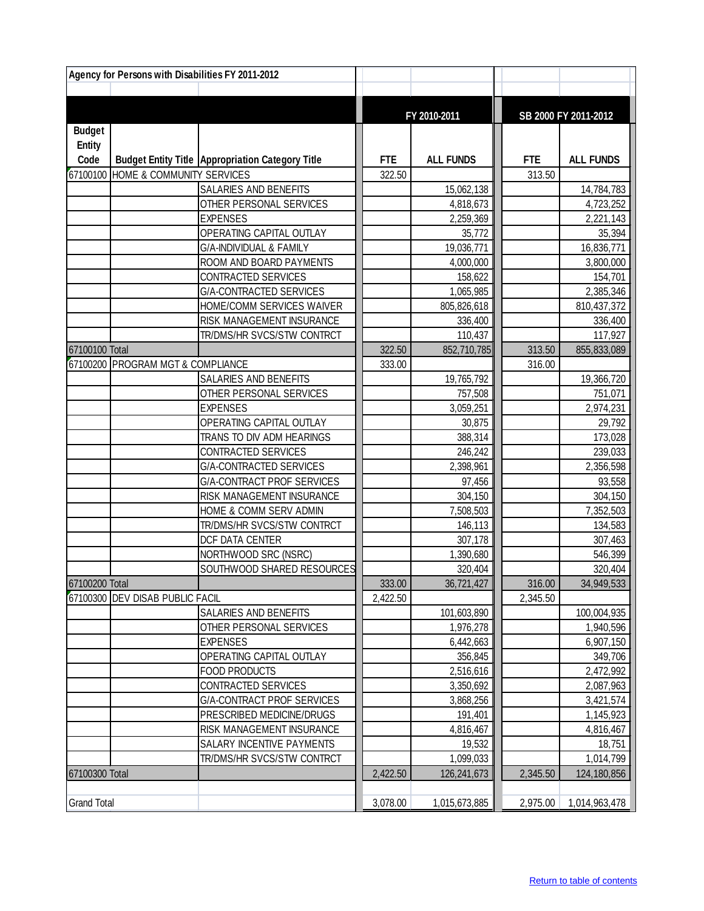| Agency for Persons with Disabilities FY 2011-2012 | | | | | | |
|---|---|---|---|---|---|---|
| | | | FY 2010-2011 | | SB 2000 FY 2011-2012 | |
| Budget Entity Code | Budget Entity Title | Appropriation Category Title | FTE | ALL FUNDS | FTE | ALL FUNDS |
| 67100100 | HOME & COMMUNITY SERVICES | | 322.50 | | 313.50 | |
| | | SALARIES AND BENEFITS | | 15,062,138 | | 14,784,783 |
| | | OTHER PERSONAL SERVICES | | 4,818,673 | | 4,723,252 |
| | | EXPENSES | | 2,259,369 | | 2,221,143 |
| | | OPERATING CAPITAL OUTLAY | | 35,772 | | 35,394 |
| | | G/A-INDIVIDUAL & FAMILY | | 19,036,771 | | 16,836,771 |
| | | ROOM AND BOARD PAYMENTS | | 4,000,000 | | 3,800,000 |
| | | CONTRACTED SERVICES | | 158,622 | | 154,701 |
| | | G/A-CONTRACTED SERVICES | | 1,065,985 | | 2,385,346 |
| | | HOME/COMM SERVICES WAIVER | | 805,826,618 | | 810,437,372 |
| | | RISK MANAGEMENT INSURANCE | | 336,400 | | 336,400 |
| | | TR/DMS/HR SVCS/STW CONTRCT | | 110,437 | | 117,927 |
| 67100100 Total | | | 322.50 | 852,710,785 | 313.50 | 855,833,089 |
| 67100200 | PROGRAM MGT & COMPLIANCE | | 333.00 | | 316.00 | |
| | | SALARIES AND BENEFITS | | 19,765,792 | | 19,366,720 |
| | | OTHER PERSONAL SERVICES | | 757,508 | | 751,071 |
| | | EXPENSES | | 3,059,251 | | 2,974,231 |
| | | OPERATING CAPITAL OUTLAY | | 30,875 | | 29,792 |
| | | TRANS TO DIV ADM HEARINGS | | 388,314 | | 173,028 |
| | | CONTRACTED SERVICES | | 246,242 | | 239,033 |
| | | G/A-CONTRACTED SERVICES | | 2,398,961 | | 2,356,598 |
| | | G/A-CONTRACT PROF SERVICES | | 97,456 | | 93,558 |
| | | RISK MANAGEMENT INSURANCE | | 304,150 | | 304,150 |
| | | HOME & COMM SERV ADMIN | | 7,508,503 | | 7,352,503 |
| | | TR/DMS/HR SVCS/STW CONTRCT | | 146,113 | | 134,583 |
| | | DCF DATA CENTER | | 307,178 | | 307,463 |
| | | NORTHWOOD SRC (NSRC) | | 1,390,680 | | 546,399 |
| | | SOUTHWOOD SHARED RESOURCES | | 320,404 | | 320,404 |
| 67100200 Total | | | 333.00 | 36,721,427 | 316.00 | 34,949,533 |
| 67100300 | DEV DISAB PUBLIC FACIL | | 2,422.50 | | 2,345.50 | |
| | | SALARIES AND BENEFITS | | 101,603,890 | | 100,004,935 |
| | | OTHER PERSONAL SERVICES | | 1,976,278 | | 1,940,596 |
| | | EXPENSES | | 6,442,663 | | 6,907,150 |
| | | OPERATING CAPITAL OUTLAY | | 356,845 | | 349,706 |
| | | FOOD PRODUCTS | | 2,516,616 | | 2,472,992 |
| | | CONTRACTED SERVICES | | 3,350,692 | | 2,087,963 |
| | | G/A-CONTRACT PROF SERVICES | | 3,868,256 | | 3,421,574 |
| | | PRESCRIBED MEDICINE/DRUGS | | 191,401 | | 1,145,923 |
| | | RISK MANAGEMENT INSURANCE | | 4,816,467 | | 4,816,467 |
| | | SALARY INCENTIVE PAYMENTS | | 19,532 | | 18,751 |
| | | TR/DMS/HR SVCS/STW CONTRCT | | 1,099,033 | | 1,014,799 |
| 67100300 Total | | | 2,422.50 | 126,241,673 | 2,345.50 | 124,180,856 |
| | | | | | | |
| Grand Total | | | 3,078.00 | 1,015,673,885 | 2,975.00 | 1,014,963,478 |

Return to table of contents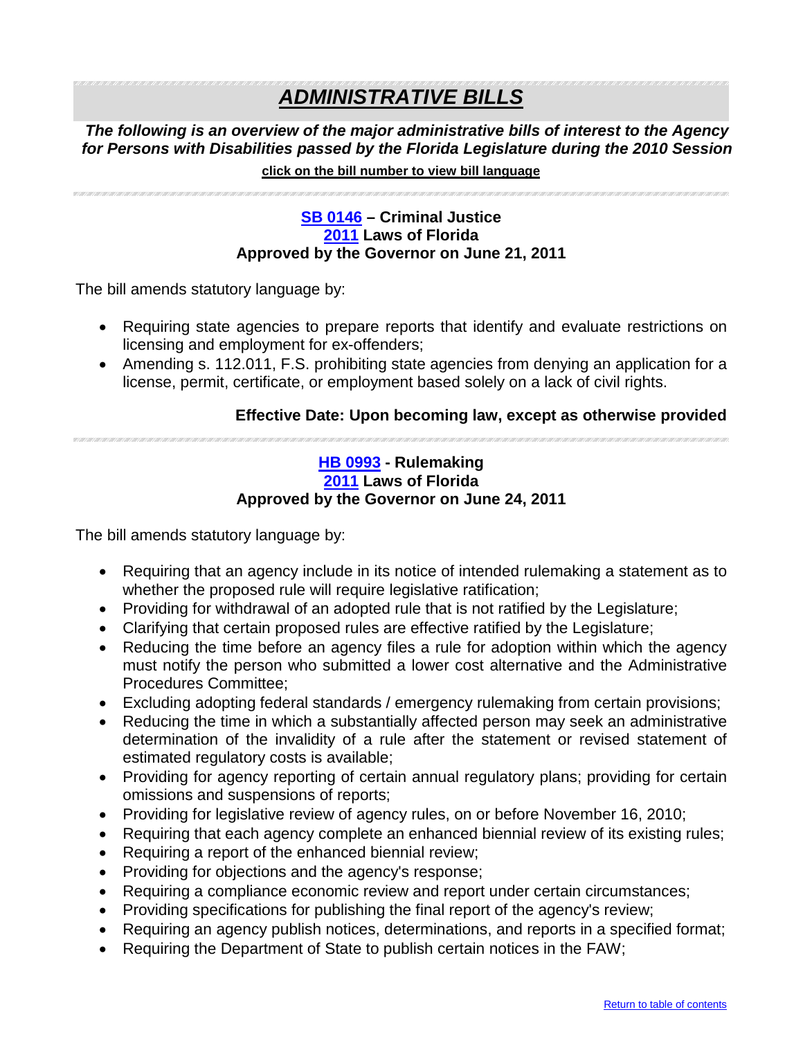# *ADMINISTRATIVE BILLS*

***The following is an overview of the major administrative bills of interest to the Agency for Persons with Disabilities passed by the Florida Legislature during the 2010 Session***

**click on the bill number to view bill language**

---

### SB 0146 – Criminal Justice
### 2011 Laws of Florida
### Approved by the Governor on June 21, 2011

The bill amends statutory language by:

- Requiring state agencies to prepare reports that identify and evaluate restrictions on licensing and employment for ex-offenders;
- Amending s. 112.011, F.S. prohibiting state agencies from denying an application for a license, permit, certificate, or employment based solely on a lack of civil rights.

**Effective Date: Upon becoming law, except as otherwise provided**

---

### HB 0993 - Rulemaking
### 2011 Laws of Florida
### Approved by the Governor on June 24, 2011

The bill amends statutory language by:

- Requiring that an agency include in its notice of intended rulemaking a statement as to whether the proposed rule will require legislative ratification;
- Providing for withdrawal of an adopted rule that is not ratified by the Legislature;
- Clarifying that certain proposed rules are effective ratified by the Legislature;
- Reducing the time before an agency files a rule for adoption within which the agency must notify the person who submitted a lower cost alternative and the Administrative Procedures Committee;
- Excluding adopting federal standards / emergency rulemaking from certain provisions;
- Reducing the time in which a substantially affected person may seek an administrative determination of the invalidity of a rule after the statement or revised statement of estimated regulatory costs is available;
- Providing for agency reporting of certain annual regulatory plans; providing for certain omissions and suspensions of reports;
- Providing for legislative review of agency rules, on or before November 16, 2010;
- Requiring that each agency complete an enhanced biennial review of its existing rules;
- Requiring a report of the enhanced biennial review;
- Providing for objections and the agency's response;
- Requiring a compliance economic review and report under certain circumstances;
- Providing specifications for publishing the final report of the agency's review;
- Requiring an agency publish notices, determinations, and reports in a specified format;
- Requiring the Department of State to publish certain notices in the FAW;

Return to table of contents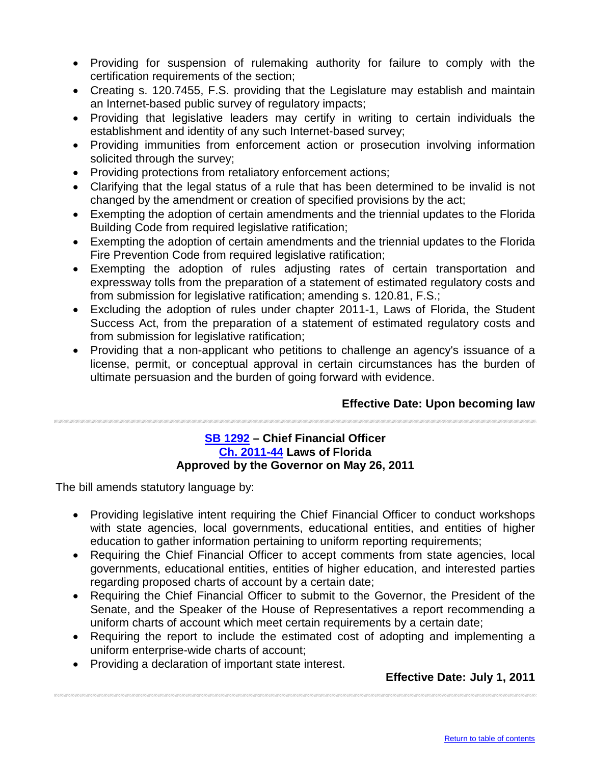- Providing for suspension of rulemaking authority for failure to comply with the certification requirements of the section;
- Creating s. 120.7455, F.S. providing that the Legislature may establish and maintain an Internet-based public survey of regulatory impacts;
- Providing that legislative leaders may certify in writing to certain individuals the establishment and identity of any such Internet-based survey;
- Providing immunities from enforcement action or prosecution involving information solicited through the survey;
- Providing protections from retaliatory enforcement actions;
- Clarifying that the legal status of a rule that has been determined to be invalid is not changed by the amendment or creation of specified provisions by the act;
- Exempting the adoption of certain amendments and the triennial updates to the Florida Building Code from required legislative ratification;
- Exempting the adoption of certain amendments and the triennial updates to the Florida Fire Prevention Code from required legislative ratification;
- Exempting the adoption of rules adjusting rates of certain transportation and expressway tolls from the preparation of a statement of estimated regulatory costs and from submission for legislative ratification; amending s. 120.81, F.S.;
- Excluding the adoption of rules under chapter 2011-1, Laws of Florida, the Student Success Act, from the preparation of a statement of estimated regulatory costs and from submission for legislative ratification;
- Providing that a non-applicant who petitions to challenge an agency's issuance of a license, permit, or conceptual approval in certain circumstances has the burden of ultimate persuasion and the burden of going forward with evidence.

**Effective Date: Upon becoming law**

---

**SB 1292 – Chief Financial Officer**
**Ch. 2011-44 Laws of Florida**
**Approved by the Governor on May 26, 2011**

The bill amends statutory language by:

- Providing legislative intent requiring the Chief Financial Officer to conduct workshops with state agencies, local governments, educational entities, and entities of higher education to gather information pertaining to uniform reporting requirements;
- Requiring the Chief Financial Officer to accept comments from state agencies, local governments, educational entities, entities of higher education, and interested parties regarding proposed charts of account by a certain date;
- Requiring the Chief Financial Officer to submit to the Governor, the President of the Senate, and the Speaker of the House of Representatives a report recommending a uniform charts of account which meet certain requirements by a certain date;
- Requiring the report to include the estimated cost of adopting and implementing a uniform enterprise-wide charts of account;
- Providing a declaration of important state interest.

**Effective Date: July 1, 2011**

---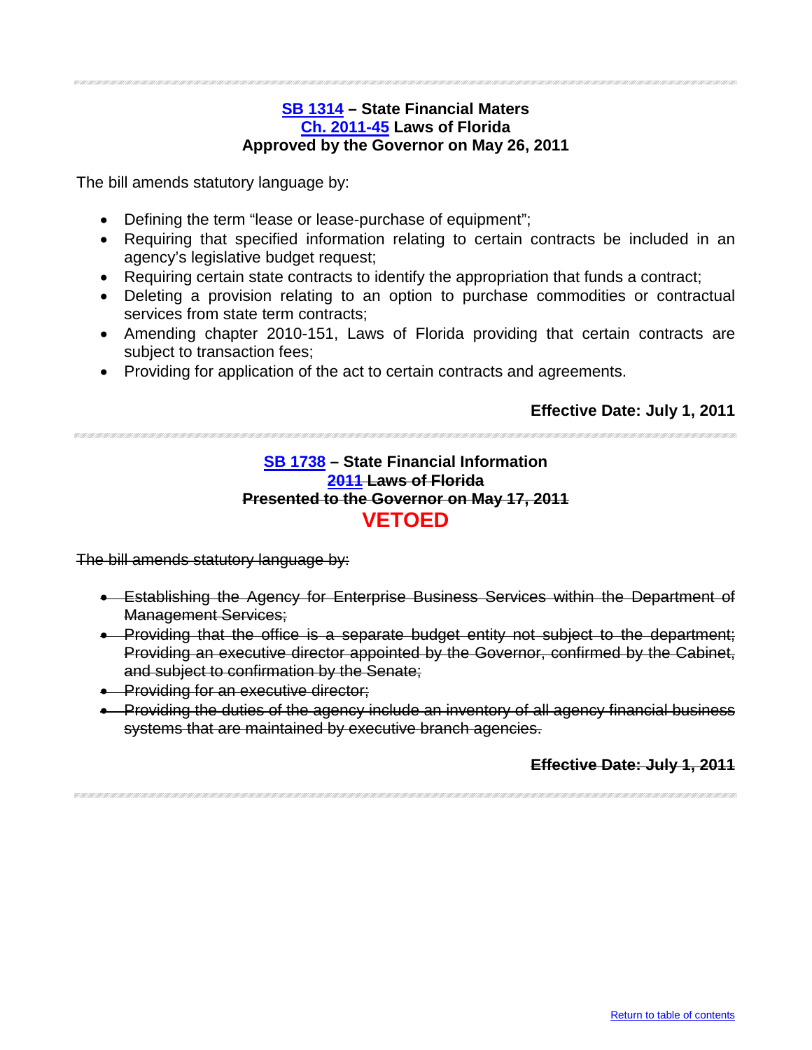---

**SB 1314 – State Financial Maters**
**Ch. 2011-45 Laws of Florida**
**Approved by the Governor on May 26, 2011**

The bill amends statutory language by:

- Defining the term “lease or lease-purchase of equipment”;
- Requiring that specified information relating to certain contracts be included in an agency’s legislative budget request;
- Requiring certain state contracts to identify the appropriation that funds a contract;
- Deleting a provision relating to an option to purchase commodities or contractual services from state term contracts;
- Amending chapter 2010-151, Laws of Florida providing that certain contracts are subject to transaction fees;
- Providing for application of the act to certain contracts and agreements.

**Effective Date: July 1, 2011**

---

**SB 1738 – State Financial Information**
**~~2011 Laws of Florida~~**
**~~Presented to the Governor on May 17, 2011~~**

**VETOED**

~~The bill amends statutory language by:~~

- ~~Establishing the Agency for Enterprise Business Services within the Department of Management Services;~~
- ~~Providing that the office is a separate budget entity not subject to the department; Providing an executive director appointed by the Governor, confirmed by the Cabinet, and subject to confirmation by the Senate;~~
- ~~Providing for an executive director;~~
- ~~Providing the duties of the agency include an inventory of all agency financial business systems that are maintained by executive branch agencies.~~

**~~Effective Date: July 1, 2011~~**

---

Return to table of contents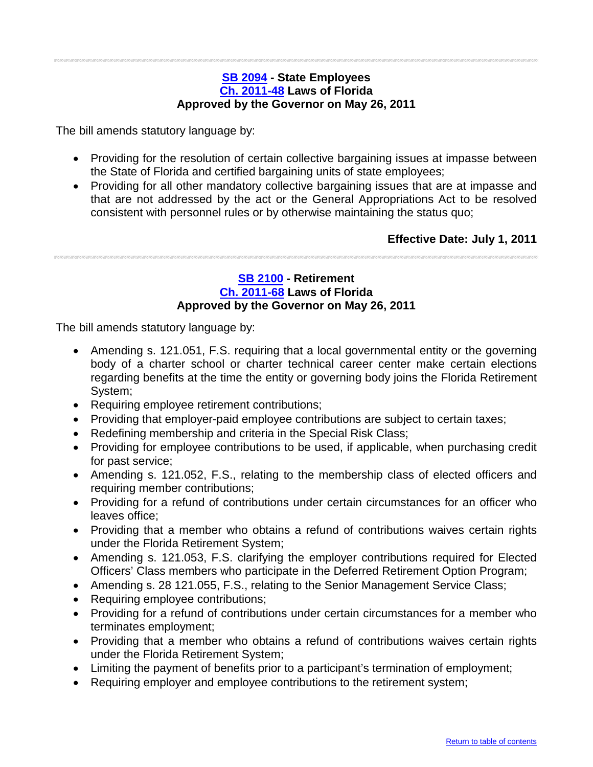---

### SB 2094 - State Employees
### Ch. 2011-48 Laws of Florida
### Approved by the Governor on May 26, 2011

The bill amends statutory language by:

- Providing for the resolution of certain collective bargaining issues at impasse between the State of Florida and certified bargaining units of state employees;
- Providing for all other mandatory collective bargaining issues that are at impasse and that are not addressed by the act or the General Appropriations Act to be resolved consistent with personnel rules or by otherwise maintaining the status quo;

**Effective Date: July 1, 2011**

---

### SB 2100 - Retirement
### Ch. 2011-68 Laws of Florida
### Approved by the Governor on May 26, 2011

The bill amends statutory language by:

- Amending s. 121.051, F.S. requiring that a local governmental entity or the governing body of a charter school or charter technical career center make certain elections regarding benefits at the time the entity or governing body joins the Florida Retirement System;
- Requiring employee retirement contributions;
- Providing that employer-paid employee contributions are subject to certain taxes;
- Redefining membership and criteria in the Special Risk Class;
- Providing for employee contributions to be used, if applicable, when purchasing credit for past service;
- Amending s. 121.052, F.S., relating to the membership class of elected officers and requiring member contributions;
- Providing for a refund of contributions under certain circumstances for an officer who leaves office;
- Providing that a member who obtains a refund of contributions waives certain rights under the Florida Retirement System;
- Amending s. 121.053, F.S. clarifying the employer contributions required for Elected Officers' Class members who participate in the Deferred Retirement Option Program;
- Amending s. 28 121.055, F.S., relating to the Senior Management Service Class;
- Requiring employee contributions;
- Providing for a refund of contributions under certain circumstances for a member who terminates employment;
- Providing that a member who obtains a refund of contributions waives certain rights under the Florida Retirement System;
- Limiting the payment of benefits prior to a participant's termination of employment;
- Requiring employer and employee contributions to the retirement system;

Return to table of contents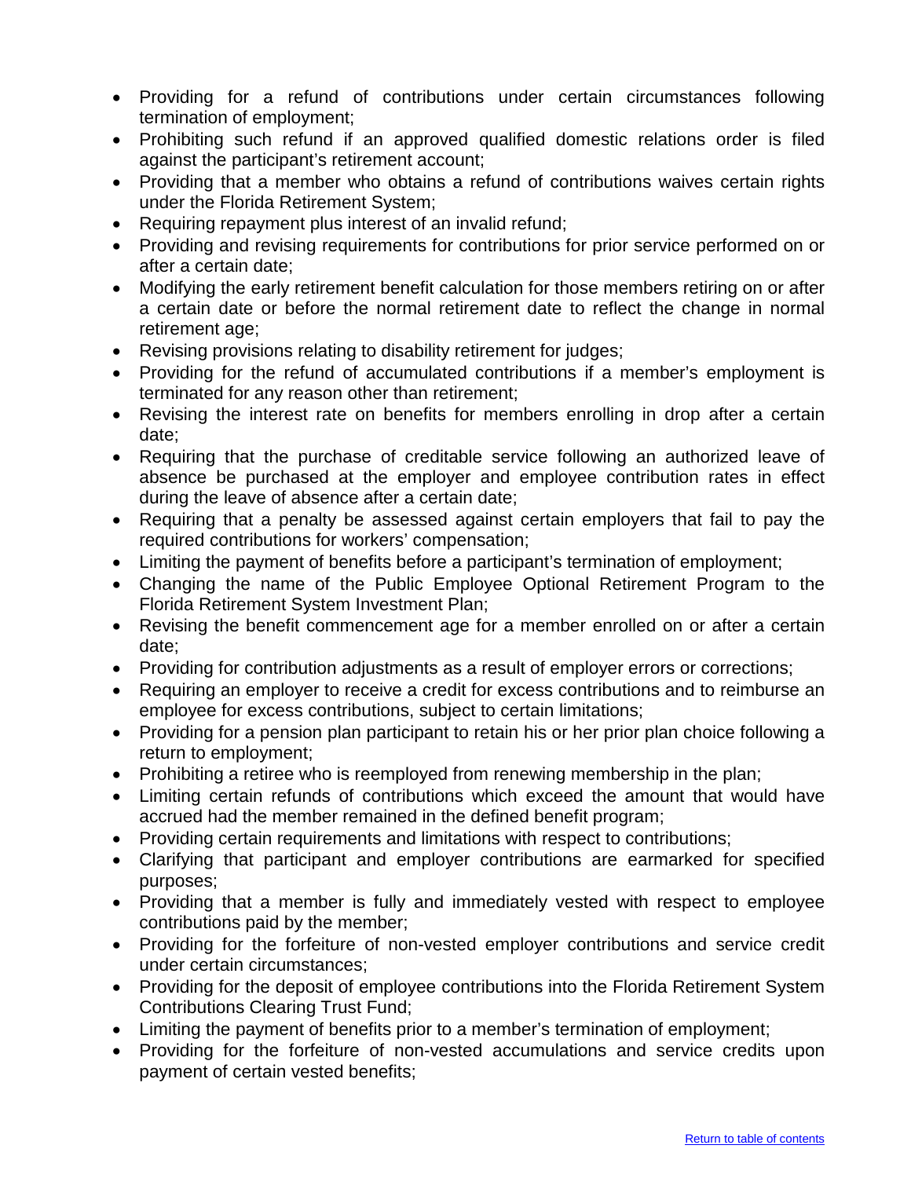- Providing for a refund of contributions under certain circumstances following termination of employment;
- Prohibiting such refund if an approved qualified domestic relations order is filed against the participant's retirement account;
- Providing that a member who obtains a refund of contributions waives certain rights under the Florida Retirement System;
- Requiring repayment plus interest of an invalid refund;
- Providing and revising requirements for contributions for prior service performed on or after a certain date;
- Modifying the early retirement benefit calculation for those members retiring on or after a certain date or before the normal retirement date to reflect the change in normal retirement age;
- Revising provisions relating to disability retirement for judges;
- Providing for the refund of accumulated contributions if a member's employment is terminated for any reason other than retirement;
- Revising the interest rate on benefits for members enrolling in drop after a certain date;
- Requiring that the purchase of creditable service following an authorized leave of absence be purchased at the employer and employee contribution rates in effect during the leave of absence after a certain date;
- Requiring that a penalty be assessed against certain employers that fail to pay the required contributions for workers' compensation;
- Limiting the payment of benefits before a participant's termination of employment;
- Changing the name of the Public Employee Optional Retirement Program to the Florida Retirement System Investment Plan;
- Revising the benefit commencement age for a member enrolled on or after a certain date;
- Providing for contribution adjustments as a result of employer errors or corrections;
- Requiring an employer to receive a credit for excess contributions and to reimburse an employee for excess contributions, subject to certain limitations;
- Providing for a pension plan participant to retain his or her prior plan choice following a return to employment;
- Prohibiting a retiree who is reemployed from renewing membership in the plan;
- Limiting certain refunds of contributions which exceed the amount that would have accrued had the member remained in the defined benefit program;
- Providing certain requirements and limitations with respect to contributions;
- Clarifying that participant and employer contributions are earmarked for specified purposes;
- Providing that a member is fully and immediately vested with respect to employee contributions paid by the member;
- Providing for the forfeiture of non-vested employer contributions and service credit under certain circumstances;
- Providing for the deposit of employee contributions into the Florida Retirement System Contributions Clearing Trust Fund;
- Limiting the payment of benefits prior to a member's termination of employment;
- Providing for the forfeiture of non-vested accumulations and service credits upon payment of certain vested benefits;

[Return to table of contents]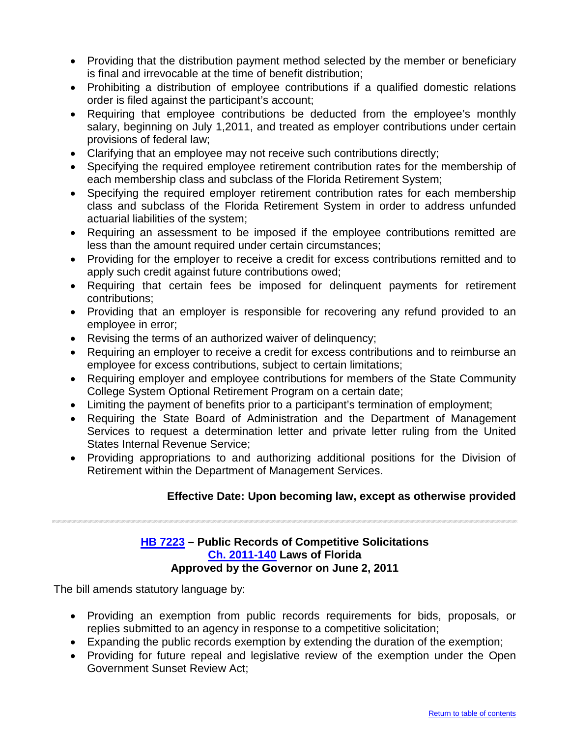- Providing that the distribution payment method selected by the member or beneficiary is final and irrevocable at the time of benefit distribution;
- Prohibiting a distribution of employee contributions if a qualified domestic relations order is filed against the participant's account;
- Requiring that employee contributions be deducted from the employee's monthly salary, beginning on July 1,2011, and treated as employer contributions under certain provisions of federal law;
- Clarifying that an employee may not receive such contributions directly;
- Specifying the required employee retirement contribution rates for the membership of each membership class and subclass of the Florida Retirement System;
- Specifying the required employer retirement contribution rates for each membership class and subclass of the Florida Retirement System in order to address unfunded actuarial liabilities of the system;
- Requiring an assessment to be imposed if the employee contributions remitted are less than the amount required under certain circumstances;
- Providing for the employer to receive a credit for excess contributions remitted and to apply such credit against future contributions owed;
- Requiring that certain fees be imposed for delinquent payments for retirement contributions;
- Providing that an employer is responsible for recovering any refund provided to an employee in error;
- Revising the terms of an authorized waiver of delinquency;
- Requiring an employer to receive a credit for excess contributions and to reimburse an employee for excess contributions, subject to certain limitations;
- Requiring employer and employee contributions for members of the State Community College System Optional Retirement Program on a certain date;
- Limiting the payment of benefits prior to a participant's termination of employment;
- Requiring the State Board of Administration and the Department of Management Services to request a determination letter and private letter ruling from the United States Internal Revenue Service;
- Providing appropriations to and authorizing additional positions for the Division of Retirement within the Department of Management Services.

**Effective Date: Upon becoming law, except as otherwise provided**

---

### HB 7223 – Public Records of Competitive Solicitations
### Ch. 2011-140 Laws of Florida
### Approved by the Governor on June 2, 2011

The bill amends statutory language by:

- Providing an exemption from public records requirements for bids, proposals, or replies submitted to an agency in response to a competitive solicitation;
- Expanding the public records exemption by extending the duration of the exemption;
- Providing for future repeal and legislative review of the exemption under the Open Government Sunset Review Act;

Return to table of contents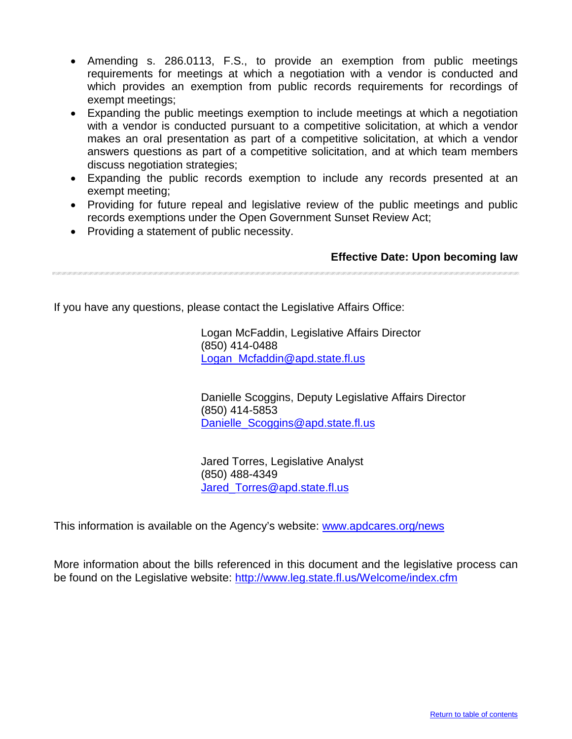- Amending s. 286.0113, F.S., to provide an exemption from public meetings requirements for meetings at which a negotiation with a vendor is conducted and which provides an exemption from public records requirements for recordings of exempt meetings;
- Expanding the public meetings exemption to include meetings at which a negotiation with a vendor is conducted pursuant to a competitive solicitation, at which a vendor makes an oral presentation as part of a competitive solicitation, at which a vendor answers questions as part of a competitive solicitation, and at which team members discuss negotiation strategies;
- Expanding the public records exemption to include any records presented at an exempt meeting;
- Providing for future repeal and legislative review of the public meetings and public records exemptions under the Open Government Sunset Review Act;
- Providing a statement of public necessity.

**Effective Date: Upon becoming law**

---

If you have any questions, please contact the Legislative Affairs Office:

Logan McFaddin, Legislative Affairs Director
(850) 414-0488
Logan_Mcfaddin@apd.state.fl.us

Danielle Scoggins, Deputy Legislative Affairs Director
(850) 414-5853
Danielle_Scoggins@apd.state.fl.us

Jared Torres, Legislative Analyst
(850) 488-4349
Jared_Torres@apd.state.fl.us

This information is available on the Agency's website: www.apdcares.org/news

More information about the bills referenced in this document and the legislative process can be found on the Legislative website: http://www.leg.state.fl.us/Welcome/index.cfm

Return to table of contents